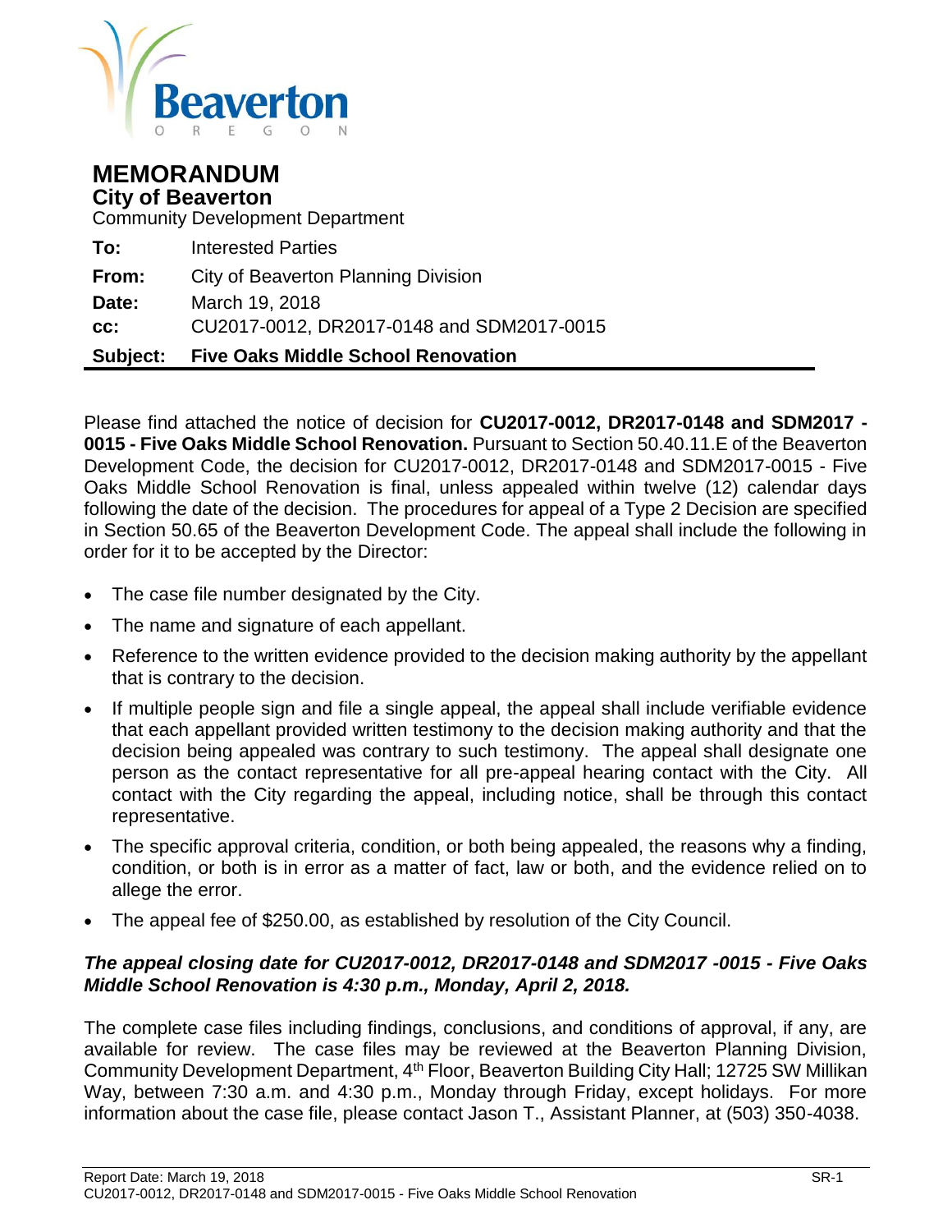Beaverton

OREGON

# MEMORANDUM

## City of Beaverton

Community Development Department

**To:** Interested Parties

**From:** City of Beaverton Planning Division

**Date:** March 19, 2018

**cc:** CU2017-0012, DR2017-0148 and SDM2017-0015

**Subject: Five Oaks Middle School Renovation**

Please find attached the notice of decision for **CU2017-0012, DR2017-0148 and SDM2017 -0015 - Five Oaks Middle School Renovation.** Pursuant to Section 50.40.11.E of the Beaverton Development Code, the decision for CU2017-0012, DR2017-0148 and SDM2017-0015 - Five Oaks Middle School Renovation is final, unless appealed within twelve (12) calendar days following the date of the decision. The procedures for appeal of a Type 2 Decision are specified in Section 50.65 of the Beaverton Development Code. The appeal shall include the following in order for it to be accepted by the Director:

- The case file number designated by the City.
- The name and signature of each appellant.
- Reference to the written evidence provided to the decision making authority by the appellant that is contrary to the decision.
- If multiple people sign and file a single appeal, the appeal shall include verifiable evidence that each appellant provided written testimony to the decision making authority and that the decision being appealed was contrary to such testimony. The appeal shall designate one person as the contact representative for all pre-appeal hearing contact with the City. All contact with the City regarding the appeal, including notice, shall be through this contact representative.
- The specific approval criteria, condition, or both being appealed, the reasons why a finding, condition, or both is in error as a matter of fact, law or both, and the evidence relied on to allege the error.
- The appeal fee of $250.00, as established by resolution of the City Council.

***The appeal closing date for CU2017-0012, DR2017-0148 and SDM2017 -0015 - Five Oaks Middle School Renovation is 4:30 p.m., Monday, April 2, 2018.***

The complete case files including findings, conclusions, and conditions of approval, if any, are available for review. The case files may be reviewed at the Beaverton Planning Division, Community Development Department, 4th Floor, Beaverton Building City Hall; 12725 SW Millikan Way, between 7:30 a.m. and 4:30 p.m., Monday through Friday, except holidays. For more information about the case file, please contact Jason T., Assistant Planner, at (503) 350-4038.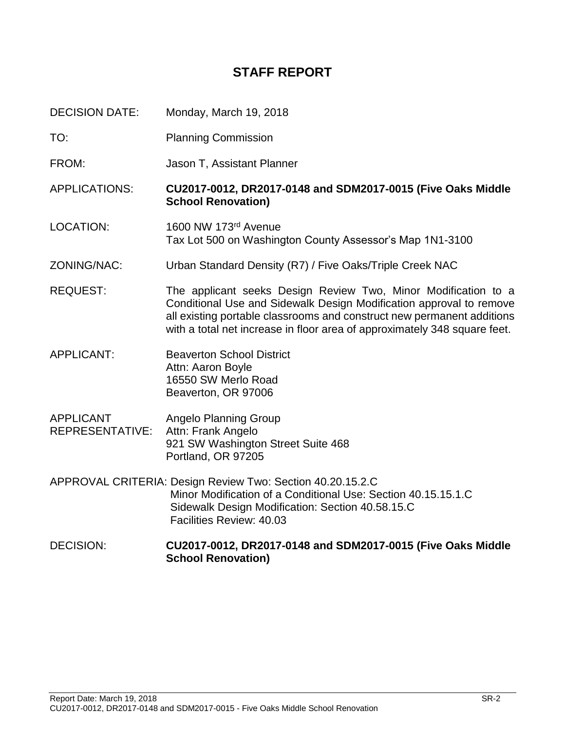# STAFF REPORT

| | |
|---|---|
| DECISION DATE: | Monday, March 19, 2018 |
| TO: | Planning Commission |
| FROM: | Jason T, Assistant Planner |
| APPLICATIONS: | **CU2017-0012, DR2017-0148 and SDM2017-0015 (Five Oaks Middle School Renovation)** |
| LOCATION: | 1600 NW 173rd Avenue<br>Tax Lot 500 on Washington County Assessor's Map 1N1-3100 |
| ZONING/NAC: | Urban Standard Density (R7) / Five Oaks/Triple Creek NAC |
| REQUEST: | The applicant seeks Design Review Two, Minor Modification to a Conditional Use and Sidewalk Design Modification approval to remove all existing portable classrooms and construct new permanent additions with a total net increase in floor area of approximately 348 square feet. |
| APPLICANT: | Beaverton School District<br>Attn: Aaron Boyle<br>16550 SW Merlo Road<br>Beaverton, OR 97006 |
| APPLICANT REPRESENTATIVE: | Angelo Planning Group<br>Attn: Frank Angelo<br>921 SW Washington Street Suite 468<br>Portland, OR 97205 |
| APPROVAL CRITERIA: | Design Review Two: Section 40.20.15.2.C<br>Minor Modification of a Conditional Use: Section 40.15.15.1.C<br>Sidewalk Design Modification: Section 40.58.15.C<br>Facilities Review: 40.03 |
| DECISION: | **CU2017-0012, DR2017-0148 and SDM2017-0015 (Five Oaks Middle School Renovation)** |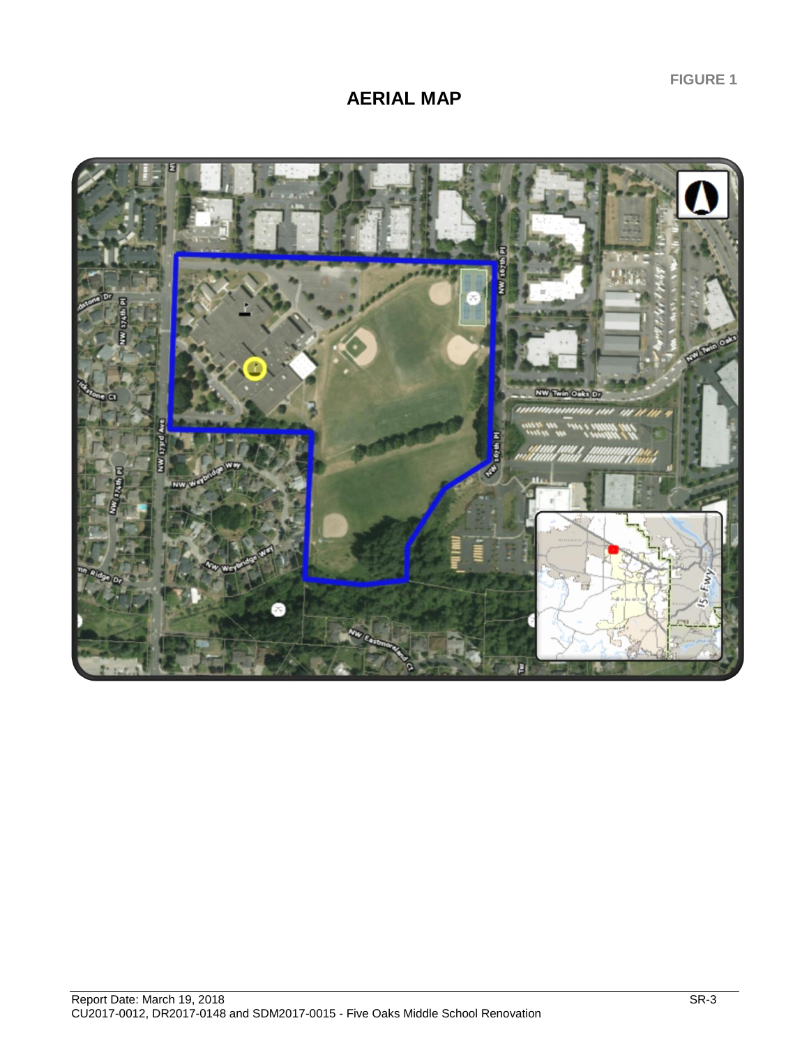FIGURE 1

# AERIAL MAP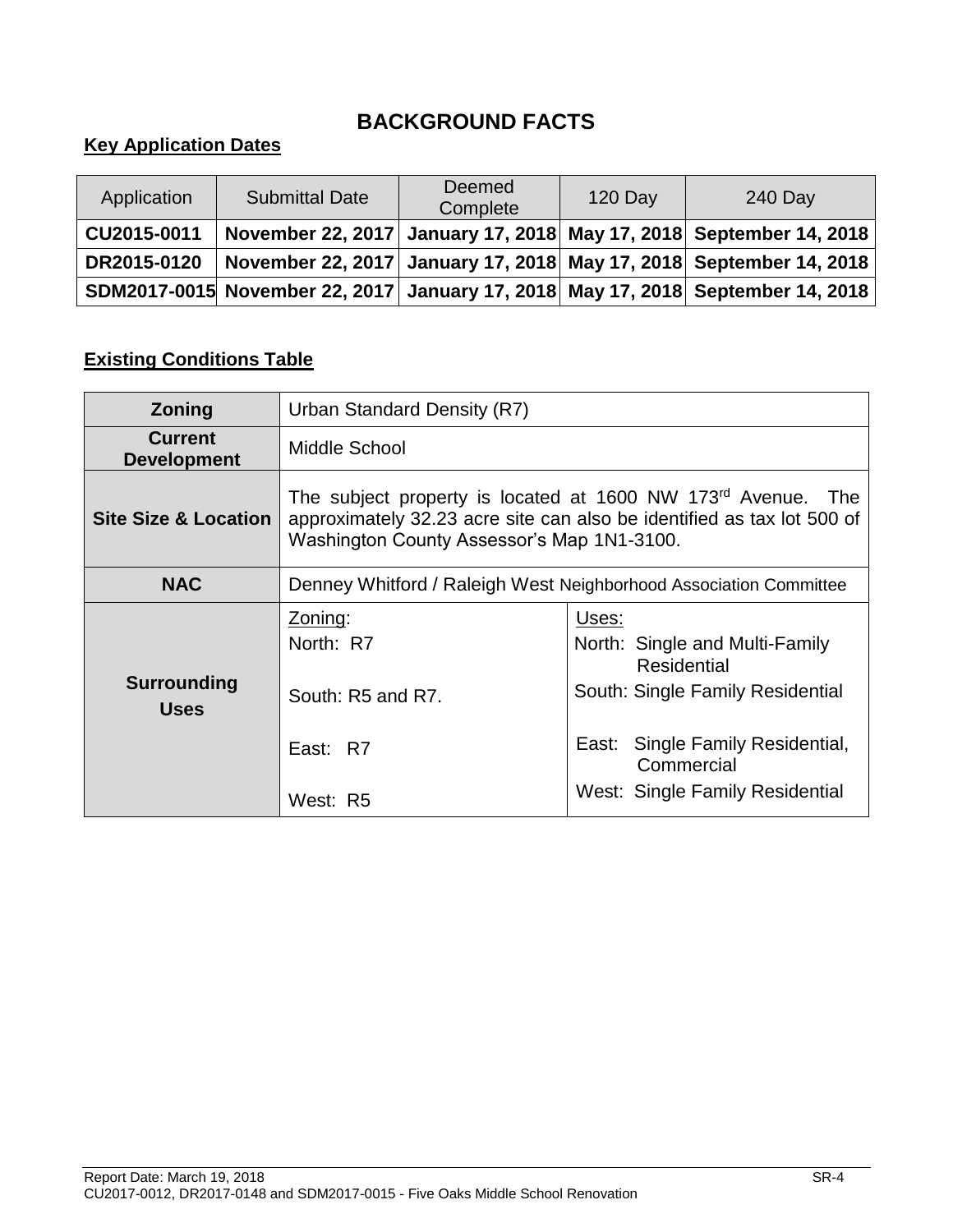# BACKGROUND FACTS

**Key Application Dates**

| Application | Submittal Date | Deemed Complete | 120 Day | 240 Day |
|---|---|---|---|---|
| **CU2015-0011** | **November 22, 2017** | **January 17, 2018** | **May 17, 2018** | **September 14, 2018** |
| **DR2015-0120** | **November 22, 2017** | **January 17, 2018** | **May 17, 2018** | **September 14, 2018** |
| **SDM2017-0015** | **November 22, 2017** | **January 17, 2018** | **May 17, 2018** | **September 14, 2018** |

**Existing Conditions Table**

| | | |
|---|---|---|
| **Zoning** | Urban Standard Density (R7) | |
| **Current Development** | Middle School | |
| **Site Size & Location** | The subject property is located at 1600 NW 173rd Avenue. The approximately 32.23 acre site can also be identified as tax lot 500 of Washington County Assessor's Map 1N1-3100. | |
| **NAC** | Denney Whitford / Raleigh West Neighborhood Association Committee | |
| **Surrounding Uses** | Zoning:<br>North: R7<br><br>South: R5 and R7.<br><br>East: R7<br><br>West: R5 | Uses:<br>North: Single and Multi-Family Residential<br>South: Single Family Residential<br><br>East: Single Family Residential, Commercial<br>West: Single Family Residential |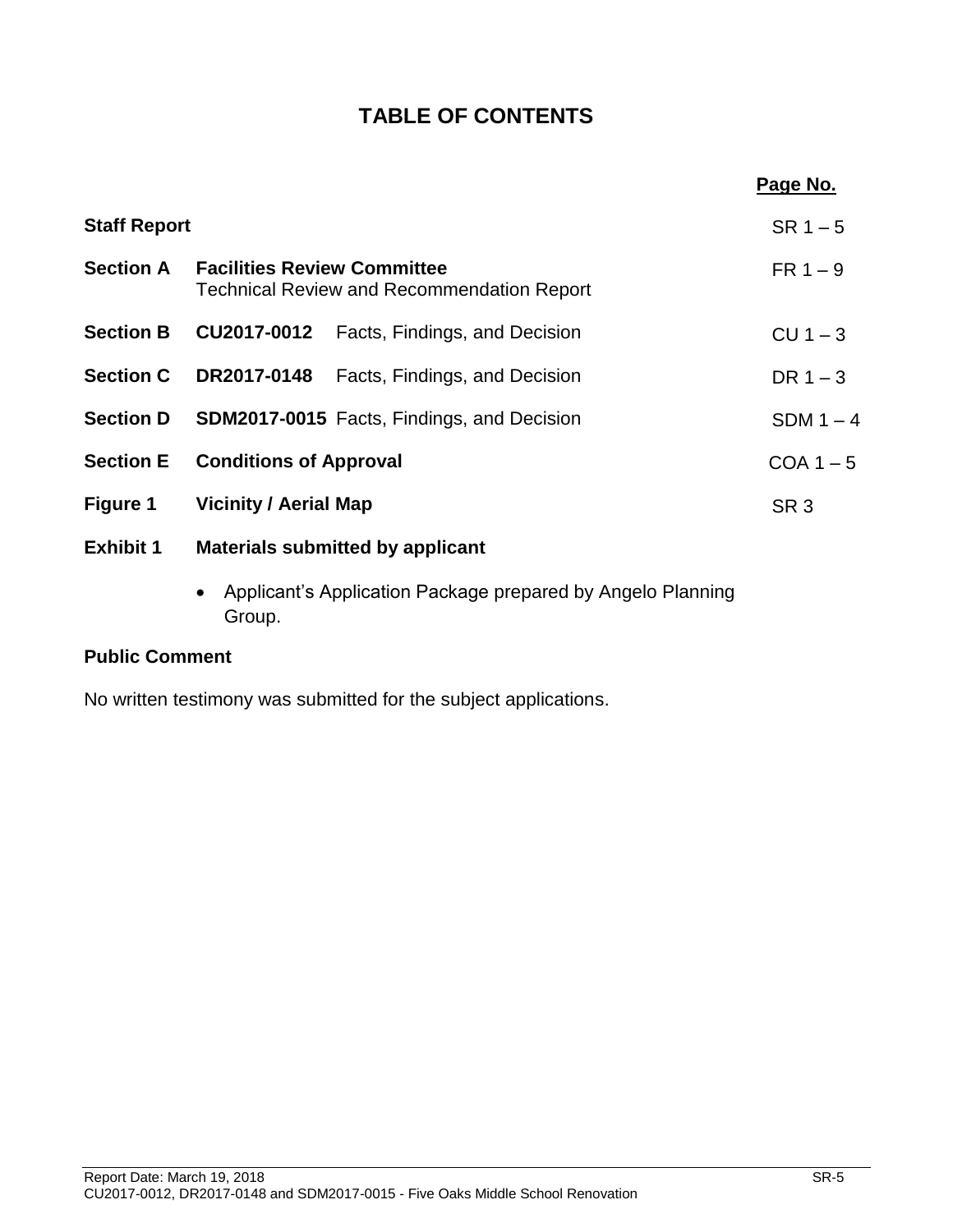# TABLE OF CONTENTS

| | | Page No. |
|---|---|---|
| **Staff Report** | | SR 1 – 5 |
| **Section A** | **Facilities Review Committee** Technical Review and Recommendation Report | FR 1 – 9 |
| **Section B** | **CU2017-0012** Facts, Findings, and Decision | CU 1 – 3 |
| **Section C** | **DR2017-0148** Facts, Findings, and Decision | DR 1 – 3 |
| **Section D** | **SDM2017-0015** Facts, Findings, and Decision | SDM 1 – 4 |
| **Section E** | **Conditions of Approval** | COA 1 – 5 |
| **Figure 1** | **Vicinity / Aerial Map** | SR 3 |
| **Exhibit 1** | **Materials submitted by applicant** | |

- Applicant's Application Package prepared by Angelo Planning Group.

**Public Comment**

No written testimony was submitted for the subject applications.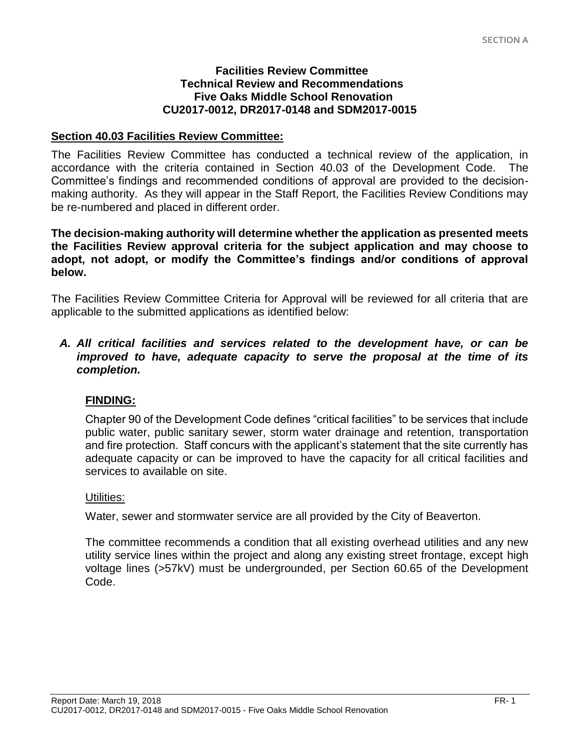**Facilities Review Committee**
**Technical Review and Recommendations**
**Five Oaks Middle School Renovation**
**CU2017-0012, DR2017-0148 and SDM2017-0015**

## Section 40.03 Facilities Review Committee:

The Facilities Review Committee has conducted a technical review of the application, in accordance with the criteria contained in Section 40.03 of the Development Code. The Committee's findings and recommended conditions of approval are provided to the decision-making authority. As they will appear in the Staff Report, the Facilities Review Conditions may be re-numbered and placed in different order.

**The decision-making authority will determine whether the application as presented meets the Facilities Review approval criteria for the subject application and may choose to adopt, not adopt, or modify the Committee's findings and/or conditions of approval below.**

The Facilities Review Committee Criteria for Approval will be reviewed for all criteria that are applicable to the submitted applications as identified below:

***A. All critical facilities and services related to the development have, or can be improved to have, adequate capacity to serve the proposal at the time of its completion.***

**FINDING:**

Chapter 90 of the Development Code defines "critical facilities" to be services that include public water, public sanitary sewer, storm water drainage and retention, transportation and fire protection. Staff concurs with the applicant's statement that the site currently has adequate capacity or can be improved to have the capacity for all critical facilities and services to available on site.

Utilities:

Water, sewer and stormwater service are all provided by the City of Beaverton.

The committee recommends a condition that all existing overhead utilities and any new utility service lines within the project and along any existing street frontage, except high voltage lines (>57kV) must be undergrounded, per Section 60.65 of the Development Code.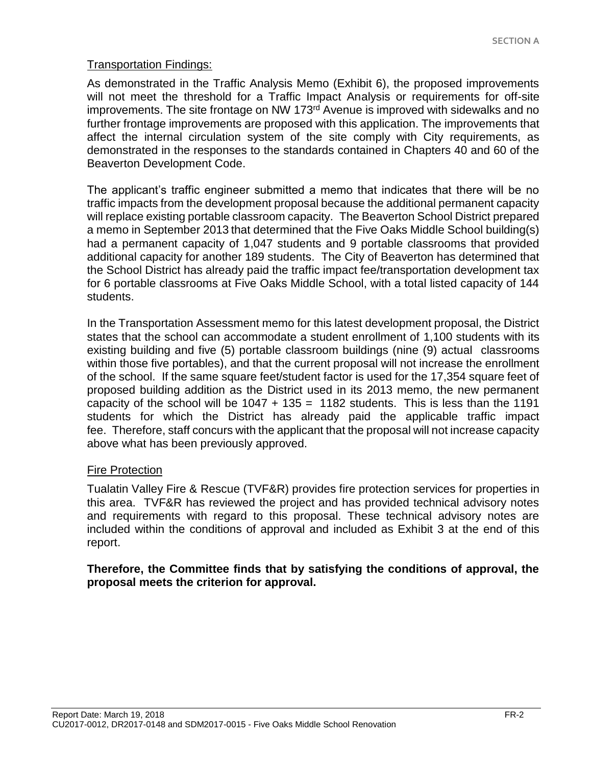## Transportation Findings:

As demonstrated in the Traffic Analysis Memo (Exhibit 6), the proposed improvements will not meet the threshold for a Traffic Impact Analysis or requirements for off-site improvements. The site frontage on NW 173rd Avenue is improved with sidewalks and no further frontage improvements are proposed with this application. The improvements that affect the internal circulation system of the site comply with City requirements, as demonstrated in the responses to the standards contained in Chapters 40 and 60 of the Beaverton Development Code.

The applicant's traffic engineer submitted a memo that indicates that there will be no traffic impacts from the development proposal because the additional permanent capacity will replace existing portable classroom capacity. The Beaverton School District prepared a memo in September 2013 that determined that the Five Oaks Middle School building(s) had a permanent capacity of 1,047 students and 9 portable classrooms that provided additional capacity for another 189 students. The City of Beaverton has determined that the School District has already paid the traffic impact fee/transportation development tax for 6 portable classrooms at Five Oaks Middle School, with a total listed capacity of 144 students.

In the Transportation Assessment memo for this latest development proposal, the District states that the school can accommodate a student enrollment of 1,100 students with its existing building and five (5) portable classroom buildings (nine (9) actual classrooms within those five portables), and that the current proposal will not increase the enrollment of the school. If the same square feet/student factor is used for the 17,354 square feet of proposed building addition as the District used in its 2013 memo, the new permanent capacity of the school will be 1047 + 135 = 1182 students. This is less than the 1191 students for which the District has already paid the applicable traffic impact fee. Therefore, staff concurs with the applicant that the proposal will not increase capacity above what has been previously approved.

## Fire Protection

Tualatin Valley Fire & Rescue (TVF&R) provides fire protection services for properties in this area. TVF&R has reviewed the project and has provided technical advisory notes and requirements with regard to this proposal. These technical advisory notes are included within the conditions of approval and included as Exhibit 3 at the end of this report.

**Therefore, the Committee finds that by satisfying the conditions of approval, the proposal meets the criterion for approval.**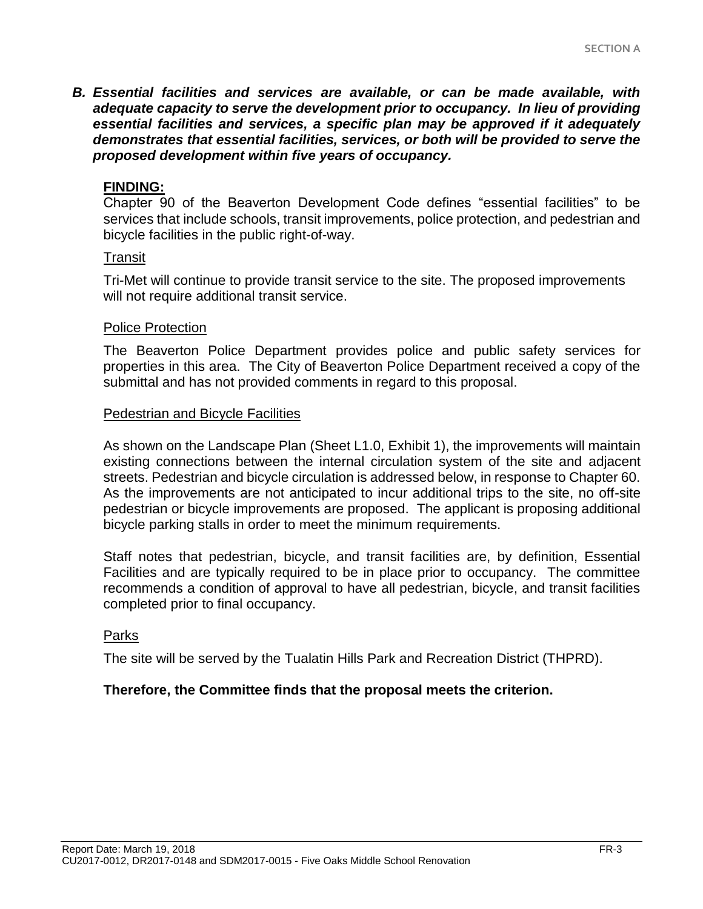***B. Essential facilities and services are available, or can be made available, with adequate capacity to serve the development prior to occupancy. In lieu of providing essential facilities and services, a specific plan may be approved if it adequately demonstrates that essential facilities, services, or both will be provided to serve the proposed development within five years of occupancy.***

**FINDING:**

Chapter 90 of the Beaverton Development Code defines "essential facilities" to be services that include schools, transit improvements, police protection, and pedestrian and bicycle facilities in the public right-of-way.

Transit

Tri-Met will continue to provide transit service to the site. The proposed improvements will not require additional transit service.

Police Protection

The Beaverton Police Department provides police and public safety services for properties in this area. The City of Beaverton Police Department received a copy of the submittal and has not provided comments in regard to this proposal.

Pedestrian and Bicycle Facilities

As shown on the Landscape Plan (Sheet L1.0, Exhibit 1), the improvements will maintain existing connections between the internal circulation system of the site and adjacent streets. Pedestrian and bicycle circulation is addressed below, in response to Chapter 60. As the improvements are not anticipated to incur additional trips to the site, no off-site pedestrian or bicycle improvements are proposed. The applicant is proposing additional bicycle parking stalls in order to meet the minimum requirements.

Staff notes that pedestrian, bicycle, and transit facilities are, by definition, Essential Facilities and are typically required to be in place prior to occupancy. The committee recommends a condition of approval to have all pedestrian, bicycle, and transit facilities completed prior to final occupancy.

Parks

The site will be served by the Tualatin Hills Park and Recreation District (THPRD).

**Therefore, the Committee finds that the proposal meets the criterion.**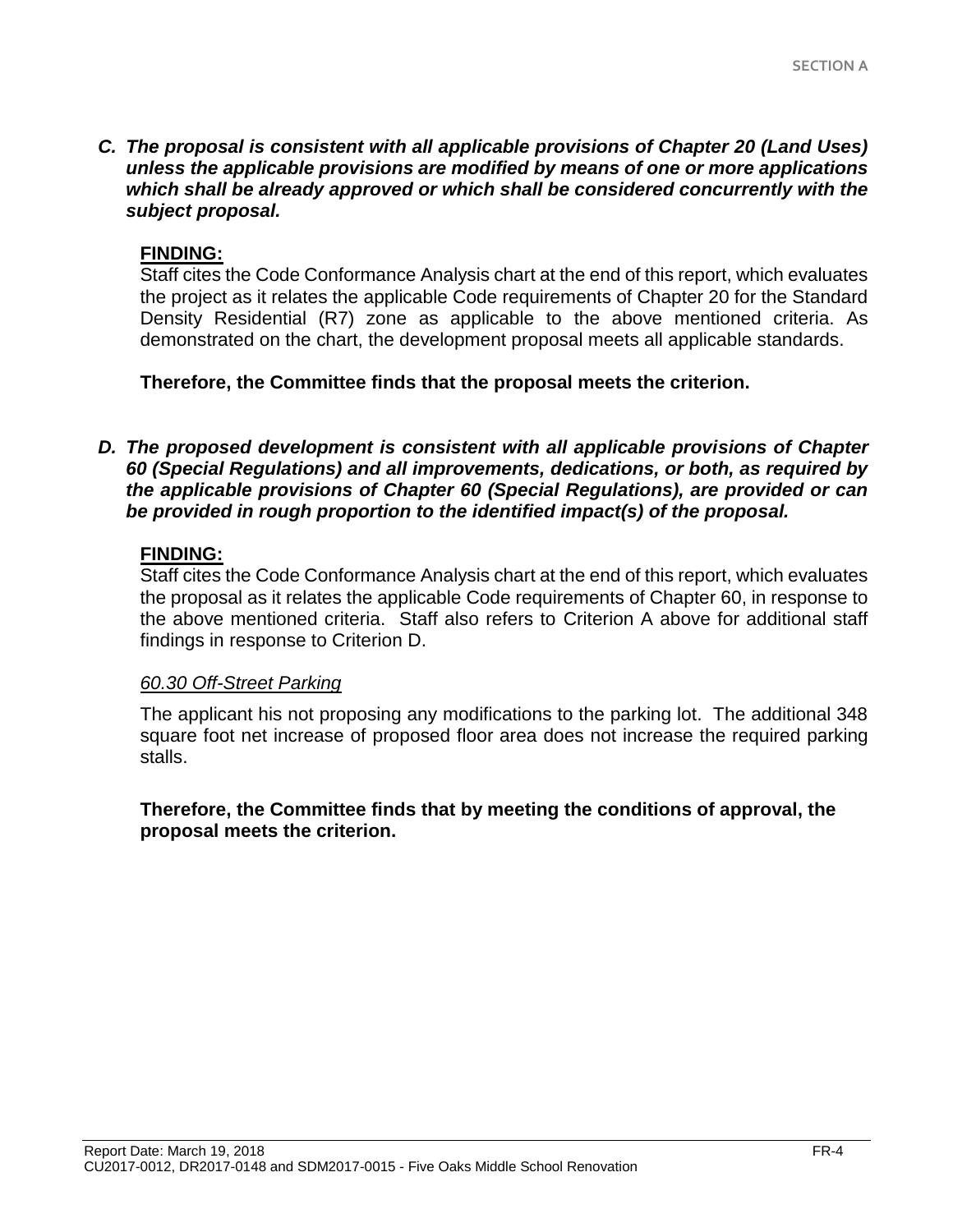***C. The proposal is consistent with all applicable provisions of Chapter 20 (Land Uses) unless the applicable provisions are modified by means of one or more applications which shall be already approved or which shall be considered concurrently with the subject proposal.***

**FINDING:**

Staff cites the Code Conformance Analysis chart at the end of this report, which evaluates the project as it relates the applicable Code requirements of Chapter 20 for the Standard Density Residential (R7) zone as applicable to the above mentioned criteria. As demonstrated on the chart, the development proposal meets all applicable standards.

**Therefore, the Committee finds that the proposal meets the criterion.**

***D. The proposed development is consistent with all applicable provisions of Chapter 60 (Special Regulations) and all improvements, dedications, or both, as required by the applicable provisions of Chapter 60 (Special Regulations), are provided or can be provided in rough proportion to the identified impact(s) of the proposal.***

**FINDING:**

Staff cites the Code Conformance Analysis chart at the end of this report, which evaluates the proposal as it relates the applicable Code requirements of Chapter 60, in response to the above mentioned criteria. Staff also refers to Criterion A above for additional staff findings in response to Criterion D.

*60.30 Off-Street Parking*

The applicant his not proposing any modifications to the parking lot. The additional 348 square foot net increase of proposed floor area does not increase the required parking stalls.

**Therefore, the Committee finds that by meeting the conditions of approval, the proposal meets the criterion.**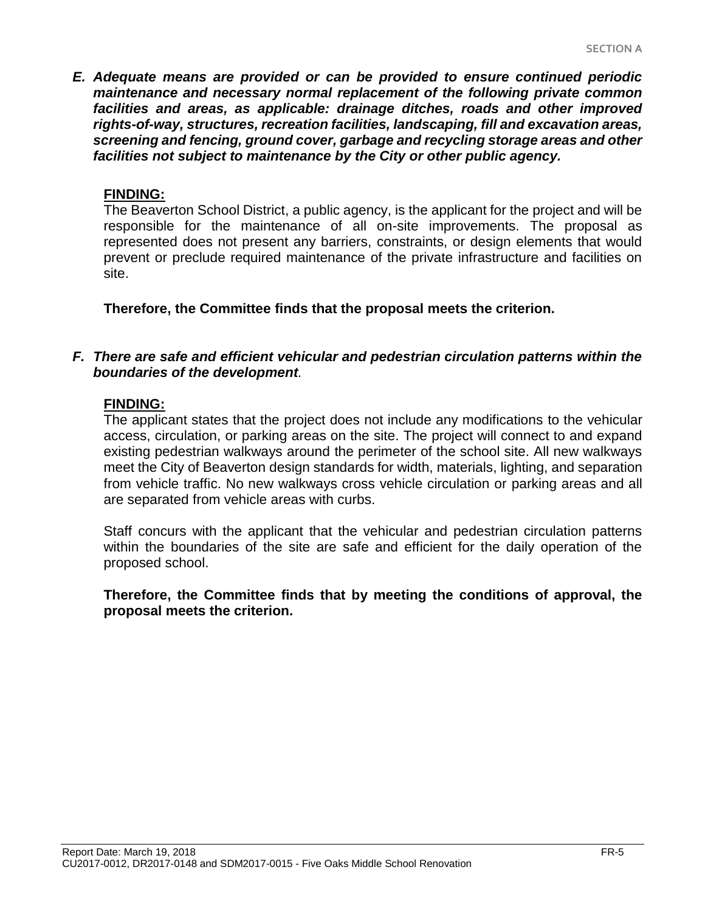***E. Adequate means are provided or can be provided to ensure continued periodic maintenance and necessary normal replacement of the following private common facilities and areas, as applicable: drainage ditches, roads and other improved rights-of-way, structures, recreation facilities, landscaping, fill and excavation areas, screening and fencing, ground cover, garbage and recycling storage areas and other facilities not subject to maintenance by the City or other public agency.***

**FINDING:**

The Beaverton School District, a public agency, is the applicant for the project and will be responsible for the maintenance of all on-site improvements. The proposal as represented does not present any barriers, constraints, or design elements that would prevent or preclude required maintenance of the private infrastructure and facilities on site.

**Therefore, the Committee finds that the proposal meets the criterion.**

***F. There are safe and efficient vehicular and pedestrian circulation patterns within the boundaries of the development.***

**FINDING:**

The applicant states that the project does not include any modifications to the vehicular access, circulation, or parking areas on the site. The project will connect to and expand existing pedestrian walkways around the perimeter of the school site. All new walkways meet the City of Beaverton design standards for width, materials, lighting, and separation from vehicle traffic. No new walkways cross vehicle circulation or parking areas and all are separated from vehicle areas with curbs.

Staff concurs with the applicant that the vehicular and pedestrian circulation patterns within the boundaries of the site are safe and efficient for the daily operation of the proposed school.

**Therefore, the Committee finds that by meeting the conditions of approval, the proposal meets the criterion.**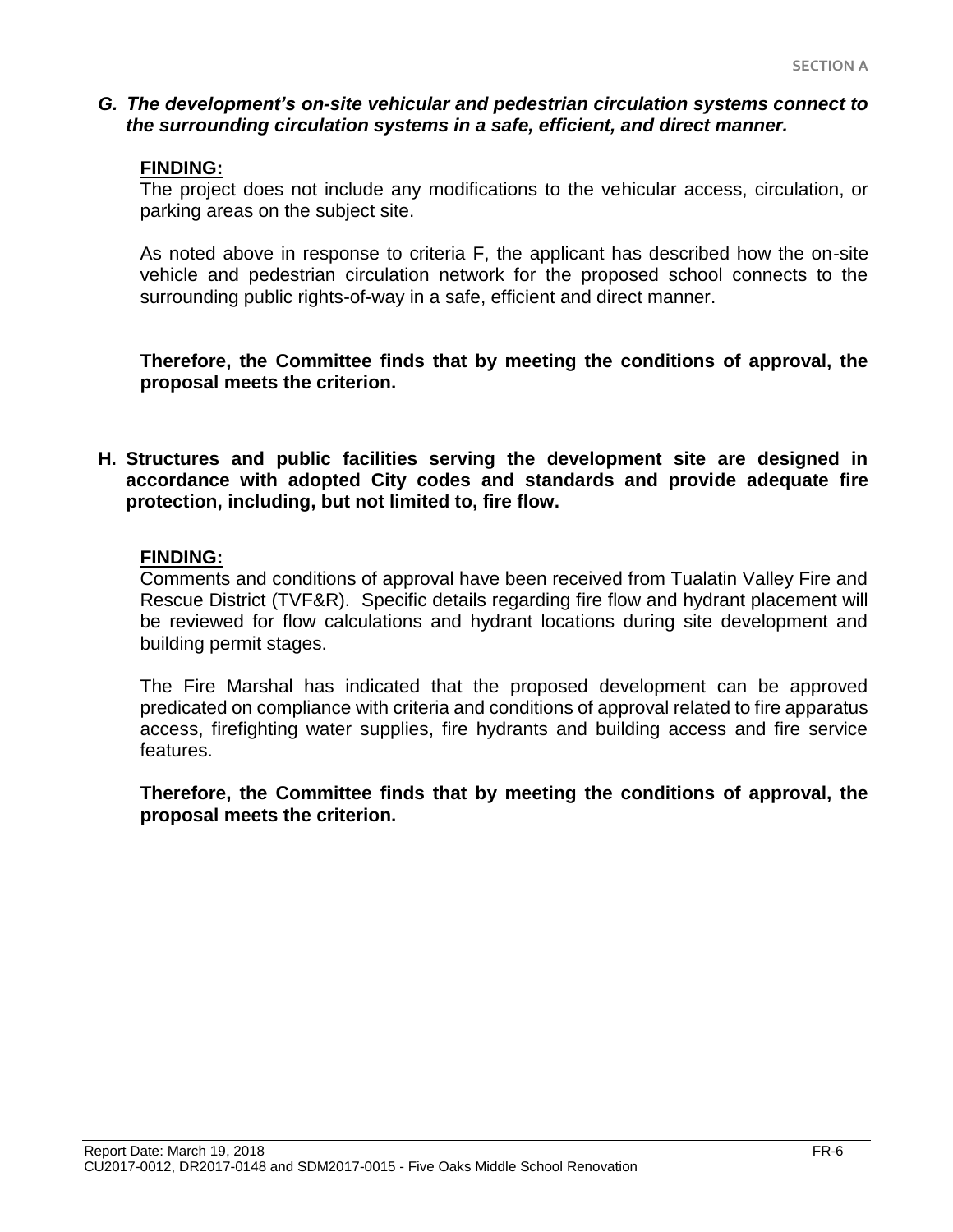***G. The development's on-site vehicular and pedestrian circulation systems connect to the surrounding circulation systems in a safe, efficient, and direct manner.***

**FINDING:**

The project does not include any modifications to the vehicular access, circulation, or parking areas on the subject site.

As noted above in response to criteria F, the applicant has described how the on-site vehicle and pedestrian circulation network for the proposed school connects to the surrounding public rights-of-way in a safe, efficient and direct manner.

**Therefore, the Committee finds that by meeting the conditions of approval, the proposal meets the criterion.**

**H. Structures and public facilities serving the development site are designed in accordance with adopted City codes and standards and provide adequate fire protection, including, but not limited to, fire flow.**

**FINDING:**

Comments and conditions of approval have been received from Tualatin Valley Fire and Rescue District (TVF&R). Specific details regarding fire flow and hydrant placement will be reviewed for flow calculations and hydrant locations during site development and building permit stages.

The Fire Marshal has indicated that the proposed development can be approved predicated on compliance with criteria and conditions of approval related to fire apparatus access, firefighting water supplies, fire hydrants and building access and fire service features.

**Therefore, the Committee finds that by meeting the conditions of approval, the proposal meets the criterion.**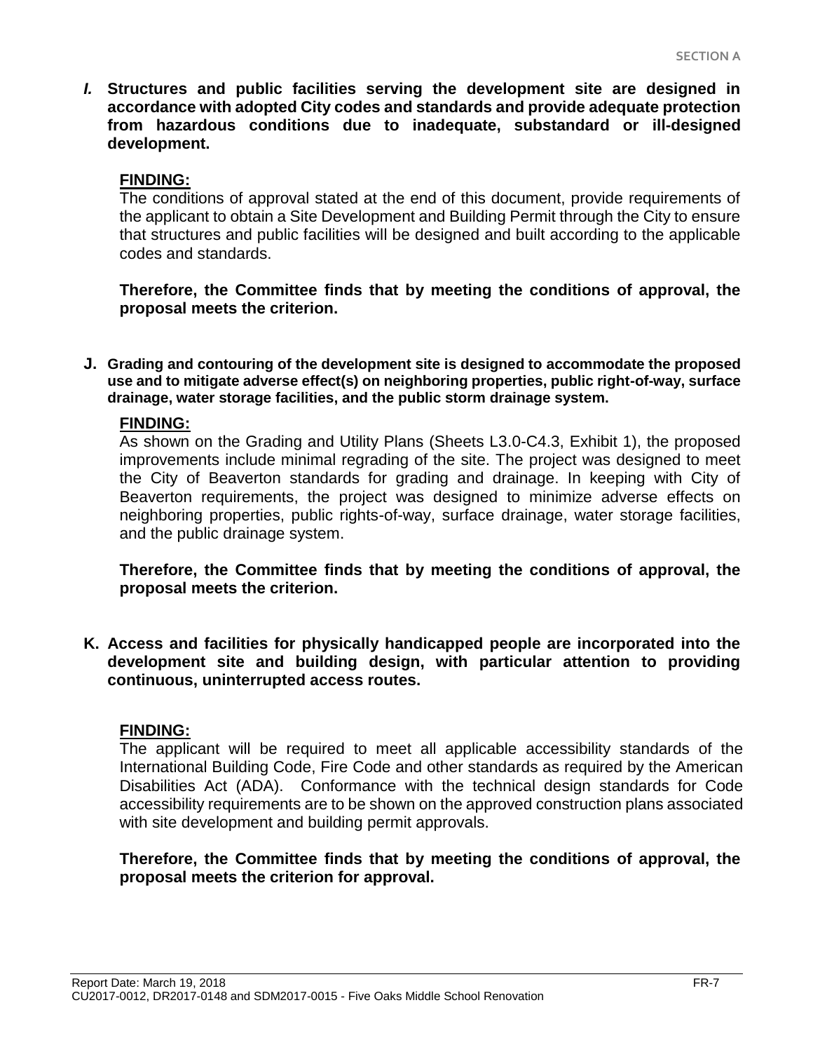***I.*** **Structures and public facilities serving the development site are designed in accordance with adopted City codes and standards and provide adequate protection from hazardous conditions due to inadequate, substandard or ill-designed development.**

**FINDING:**

The conditions of approval stated at the end of this document, provide requirements of the applicant to obtain a Site Development and Building Permit through the City to ensure that structures and public facilities will be designed and built according to the applicable codes and standards.

**Therefore, the Committee finds that by meeting the conditions of approval, the proposal meets the criterion.**

**J. Grading and contouring of the development site is designed to accommodate the proposed use and to mitigate adverse effect(s) on neighboring properties, public right-of-way, surface drainage, water storage facilities, and the public storm drainage system.**

**FINDING:**

As shown on the Grading and Utility Plans (Sheets L3.0-C4.3, Exhibit 1), the proposed improvements include minimal regrading of the site. The project was designed to meet the City of Beaverton standards for grading and drainage. In keeping with City of Beaverton requirements, the project was designed to minimize adverse effects on neighboring properties, public rights-of-way, surface drainage, water storage facilities, and the public drainage system.

**Therefore, the Committee finds that by meeting the conditions of approval, the proposal meets the criterion.**

**K. Access and facilities for physically handicapped people are incorporated into the development site and building design, with particular attention to providing continuous, uninterrupted access routes.**

**FINDING:**

The applicant will be required to meet all applicable accessibility standards of the International Building Code, Fire Code and other standards as required by the American Disabilities Act (ADA). Conformance with the technical design standards for Code accessibility requirements are to be shown on the approved construction plans associated with site development and building permit approvals.

**Therefore, the Committee finds that by meeting the conditions of approval, the proposal meets the criterion for approval.**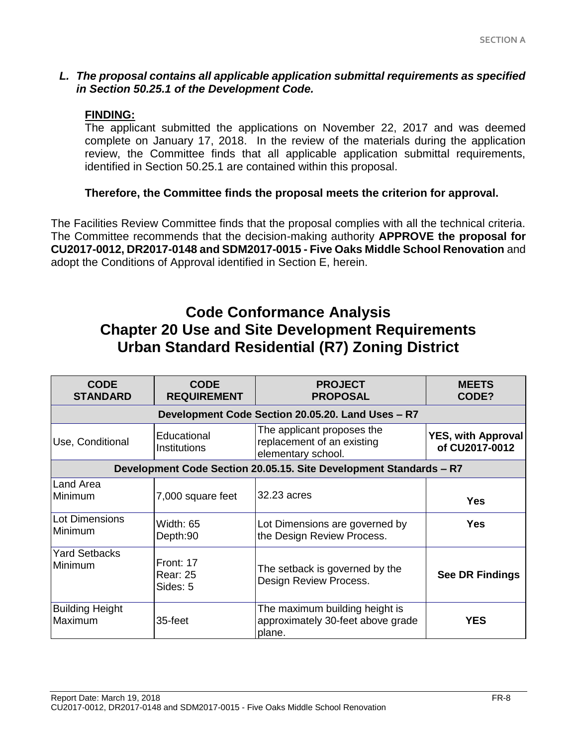*L. The proposal contains all applicable application submittal requirements as specified in Section 50.25.1 of the Development Code.*

**FINDING:**

The applicant submitted the applications on November 22, 2017 and was deemed complete on January 17, 2018. In the review of the materials during the application review, the Committee finds that all applicable application submittal requirements, identified in Section 50.25.1 are contained within this proposal.

**Therefore, the Committee finds the proposal meets the criterion for approval.**

The Facilities Review Committee finds that the proposal complies with all the technical criteria. The Committee recommends that the decision-making authority **APPROVE the proposal for CU2017-0012, DR2017-0148 and SDM2017-0015 - Five Oaks Middle School Renovation** and adopt the Conditions of Approval identified in Section E, herein.

# Code Conformance Analysis
# Chapter 20 Use and Site Development Requirements
# Urban Standard Residential (R7) Zoning District

| CODE STANDARD | CODE REQUIREMENT | PROJECT PROPOSAL | MEETS CODE? |
|---|---|---|---|
| **Development Code Section 20.05.20. Land Uses – R7** | | | |
| Use, Conditional | Educational Institutions | The applicant proposes the replacement of an existing elementary school. | **YES, with Approval of CU2017-0012** |
| **Development Code Section 20.05.15. Site Development Standards – R7** | | | |
| Land Area Minimum | 7,000 square feet | 32.23 acres | **Yes** |
| Lot Dimensions Minimum | Width: 65<br>Depth:90 | Lot Dimensions are governed by the Design Review Process. | **Yes** |
| Yard Setbacks Minimum | Front: 17<br>Rear: 25<br>Sides: 5 | The setback is governed by the Design Review Process. | **See DR Findings** |
| Building Height Maximum | 35-feet | The maximum building height is approximately 30-feet above grade plane. | **YES** |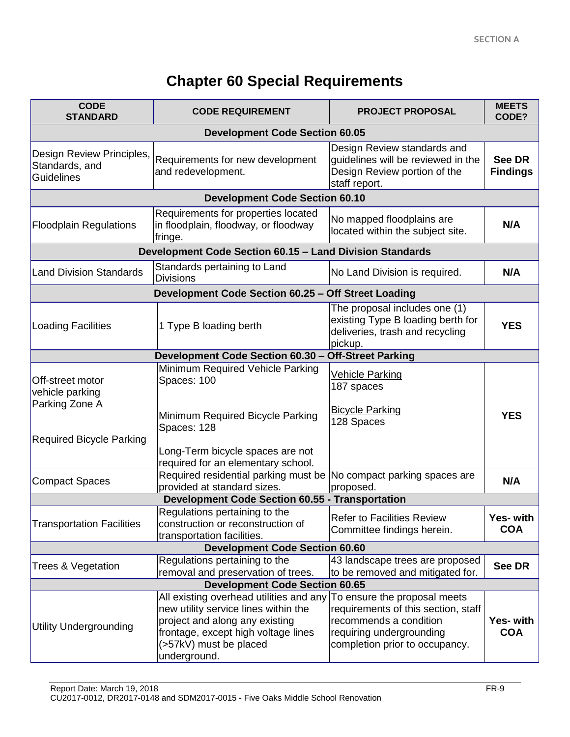# Chapter 60 Special Requirements

| CODE STANDARD | CODE REQUIREMENT | PROJECT PROPOSAL | MEETS CODE? |
|---|---|---|---|
| **Development Code Section 60.05** | | | |
| Design Review Principles, Standards, and Guidelines | Requirements for new development and redevelopment. | Design Review standards and guidelines will be reviewed in the Design Review portion of the staff report. | **See DR Findings** |
| **Development Code Section 60.10** | | | |
| Floodplain Regulations | Requirements for properties located in floodplain, floodway, or floodway fringe. | No mapped floodplains are located within the subject site. | **N/A** |
| **Development Code Section 60.15 – Land Division Standards** | | | |
| Land Division Standards | Standards pertaining to Land Divisions | No Land Division is required. | **N/A** |
| **Development Code Section 60.25 – Off Street Loading** | | | |
| Loading Facilities | 1 Type B loading berth | The proposal includes one (1) existing Type B loading berth for deliveries, trash and recycling pickup. | **YES** |
| **Development Code Section 60.30 – Off-Street Parking** | | | |
| Off-street motor vehicle parking Parking Zone A<br><br>Required Bicycle Parking | Minimum Required Vehicle Parking Spaces: 100<br><br>Minimum Required Bicycle Parking Spaces: 128<br><br>Long-Term bicycle spaces are not required for an elementary school. | Vehicle Parking<br>187 spaces<br><br>Bicycle Parking<br>128 Spaces | **YES** |
| Compact Spaces | Required residential parking must be provided at standard sizes. | No compact parking spaces are proposed. | **N/A** |
| **Development Code Section 60.55 - Transportation** | | | |
| Transportation Facilities | Regulations pertaining to the construction or reconstruction of transportation facilities. | Refer to Facilities Review Committee findings herein. | **Yes- with COA** |
| **Development Code Section 60.60** | | | |
| Trees & Vegetation | Regulations pertaining to the removal and preservation of trees. | 43 landscape trees are proposed to be removed and mitigated for. | **See DR** |
| **Development Code Section 60.65** | | | |
| Utility Undergrounding | All existing overhead utilities and any new utility service lines within the project and along any existing frontage, except high voltage lines (>57kV) must be placed underground. | To ensure the proposal meets requirements of this section, staff recommends a condition requiring undergrounding completion prior to occupancy. | **Yes- with COA** |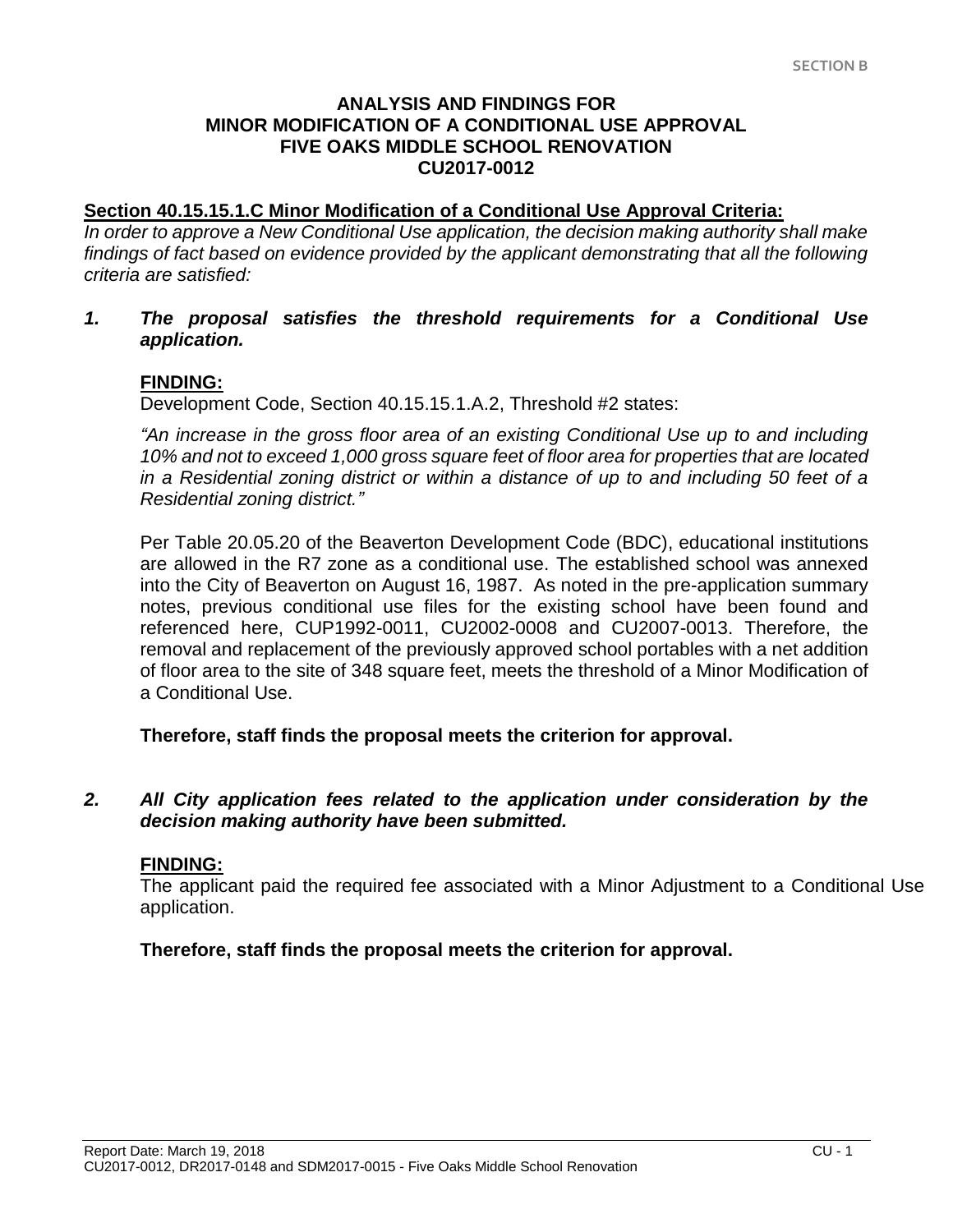**ANALYSIS AND FINDINGS FOR
MINOR MODIFICATION OF A CONDITIONAL USE APPROVAL
FIVE OAKS MIDDLE SCHOOL RENOVATION
CU2017-0012**

**Section 40.15.15.1.C Minor Modification of a Conditional Use Approval Criteria:**

*In order to approve a New Conditional Use application, the decision making authority shall make findings of fact based on evidence provided by the applicant demonstrating that all the following criteria are satisfied:*

***1. The proposal satisfies the threshold requirements for a Conditional Use application.***

**FINDING:**

Development Code, Section 40.15.15.1.A.2, Threshold #2 states:

*"An increase in the gross floor area of an existing Conditional Use up to and including 10% and not to exceed 1,000 gross square feet of floor area for properties that are located in a Residential zoning district or within a distance of up to and including 50 feet of a Residential zoning district."*

Per Table 20.05.20 of the Beaverton Development Code (BDC), educational institutions are allowed in the R7 zone as a conditional use. The established school was annexed into the City of Beaverton on August 16, 1987. As noted in the pre-application summary notes, previous conditional use files for the existing school have been found and referenced here, CUP1992-0011, CU2002-0008 and CU2007-0013. Therefore, the removal and replacement of the previously approved school portables with a net addition of floor area to the site of 348 square feet, meets the threshold of a Minor Modification of a Conditional Use.

**Therefore, staff finds the proposal meets the criterion for approval.**

***2. All City application fees related to the application under consideration by the decision making authority have been submitted.***

**FINDING:**

The applicant paid the required fee associated with a Minor Adjustment to a Conditional Use application.

**Therefore, staff finds the proposal meets the criterion for approval.**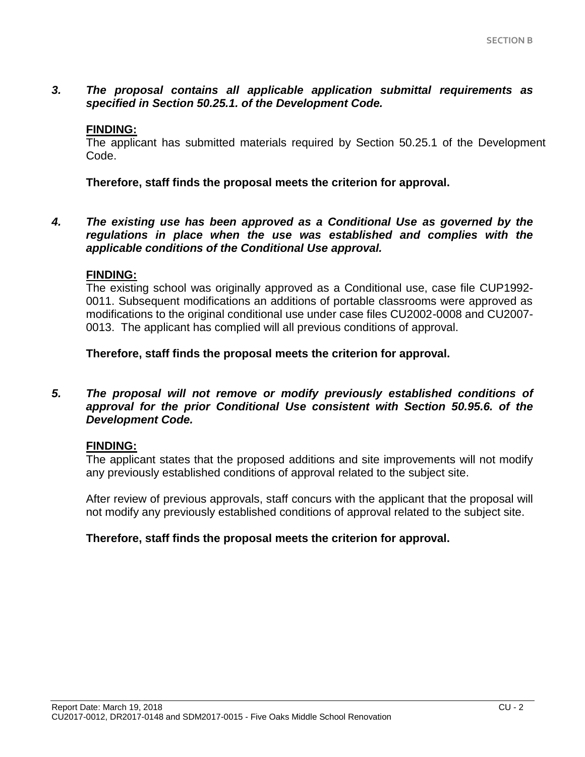***3. The proposal contains all applicable application submittal requirements as specified in Section 50.25.1. of the Development Code.***

**FINDING:**

The applicant has submitted materials required by Section 50.25.1 of the Development Code.

**Therefore, staff finds the proposal meets the criterion for approval.**

***4. The existing use has been approved as a Conditional Use as governed by the regulations in place when the use was established and complies with the applicable conditions of the Conditional Use approval.***

**FINDING:**

The existing school was originally approved as a Conditional use, case file CUP1992-0011. Subsequent modifications an additions of portable classrooms were approved as modifications to the original conditional use under case files CU2002-0008 and CU2007-0013. The applicant has complied will all previous conditions of approval.

**Therefore, staff finds the proposal meets the criterion for approval.**

***5. The proposal will not remove or modify previously established conditions of approval for the prior Conditional Use consistent with Section 50.95.6. of the Development Code.***

**FINDING:**

The applicant states that the proposed additions and site improvements will not modify any previously established conditions of approval related to the subject site.

After review of previous approvals, staff concurs with the applicant that the proposal will not modify any previously established conditions of approval related to the subject site.

**Therefore, staff finds the proposal meets the criterion for approval.**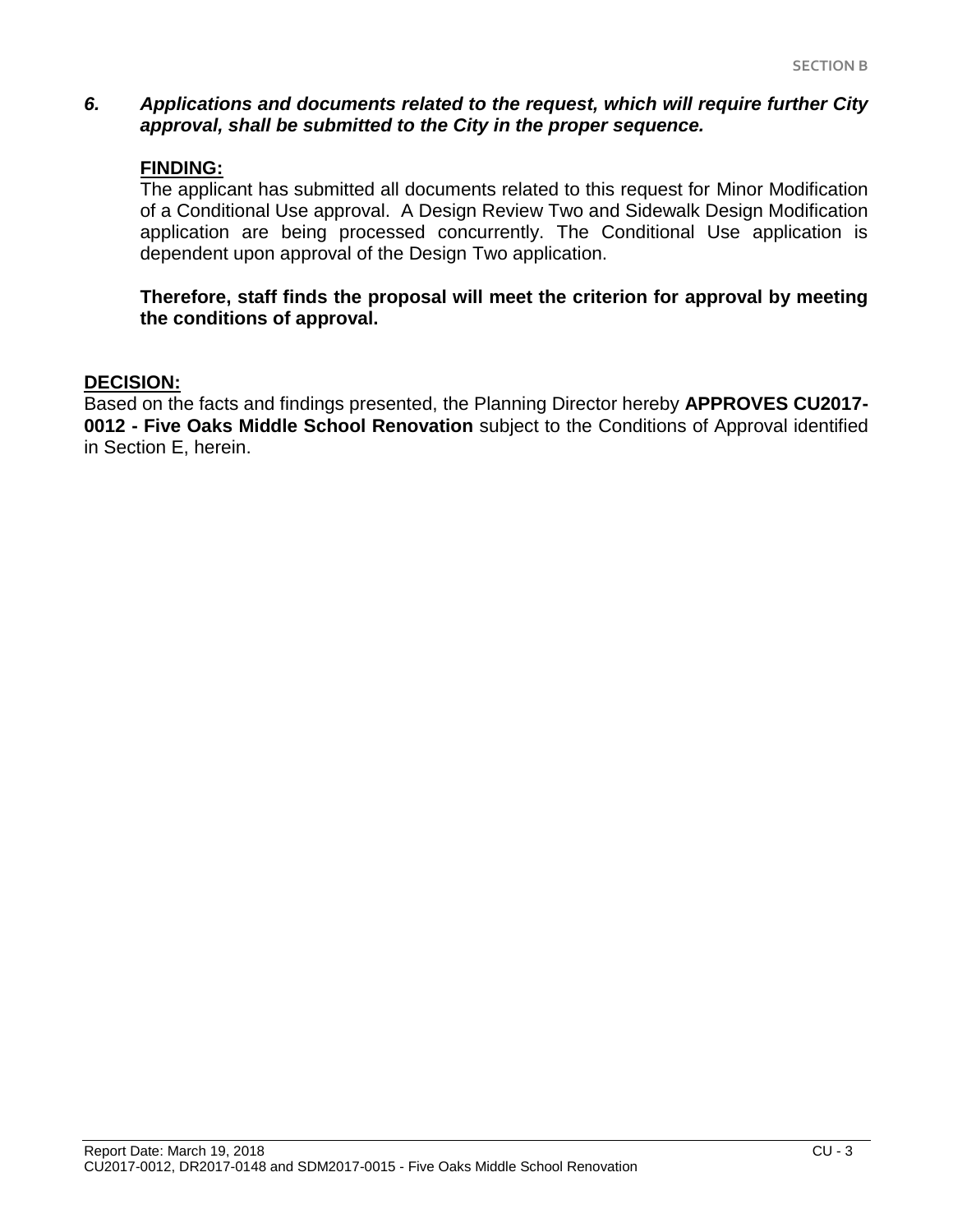***6. Applications and documents related to the request, which will require further City approval, shall be submitted to the City in the proper sequence.***

**FINDING:**

The applicant has submitted all documents related to this request for Minor Modification of a Conditional Use approval. A Design Review Two and Sidewalk Design Modification application are being processed concurrently. The Conditional Use application is dependent upon approval of the Design Two application.

**Therefore, staff finds the proposal will meet the criterion for approval by meeting the conditions of approval.**

**DECISION:**

Based on the facts and findings presented, the Planning Director hereby **APPROVES CU2017-0012 - Five Oaks Middle School Renovation** subject to the Conditions of Approval identified in Section E, herein.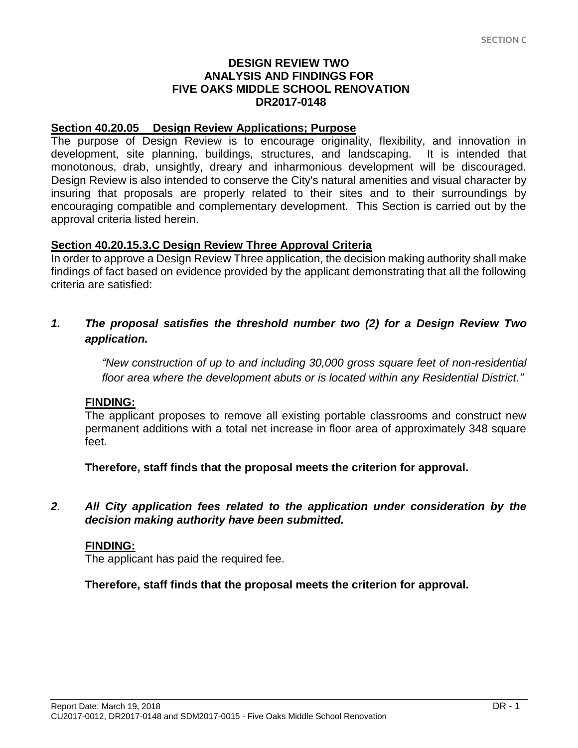SECTION C

# DESIGN REVIEW TWO
# ANALYSIS AND FINDINGS FOR
# FIVE OAKS MIDDLE SCHOOL RENOVATION
# DR2017-0148

**Section 40.20.05 Design Review Applications; Purpose**

The purpose of Design Review is to encourage originality, flexibility, and innovation in development, site planning, buildings, structures, and landscaping. It is intended that monotonous, drab, unsightly, dreary and inharmonious development will be discouraged. Design Review is also intended to conserve the City's natural amenities and visual character by insuring that proposals are properly related to their sites and to their surroundings by encouraging compatible and complementary development. This Section is carried out by the approval criteria listed herein.

**Section 40.20.15.3.C Design Review Three Approval Criteria**

In order to approve a Design Review Three application, the decision making authority shall make findings of fact based on evidence provided by the applicant demonstrating that all the following criteria are satisfied:

***1. The proposal satisfies the threshold number two (2) for a Design Review Two application.***

*"New construction of up to and including 30,000 gross square feet of non-residential floor area where the development abuts or is located within any Residential District."*

**FINDING:**

The applicant proposes to remove all existing portable classrooms and construct new permanent additions with a total net increase in floor area of approximately 348 square feet.

**Therefore, staff finds that the proposal meets the criterion for approval.**

***2. All City application fees related to the application under consideration by the decision making authority have been submitted.***

**FINDING:**

The applicant has paid the required fee.

**Therefore, staff finds that the proposal meets the criterion for approval.**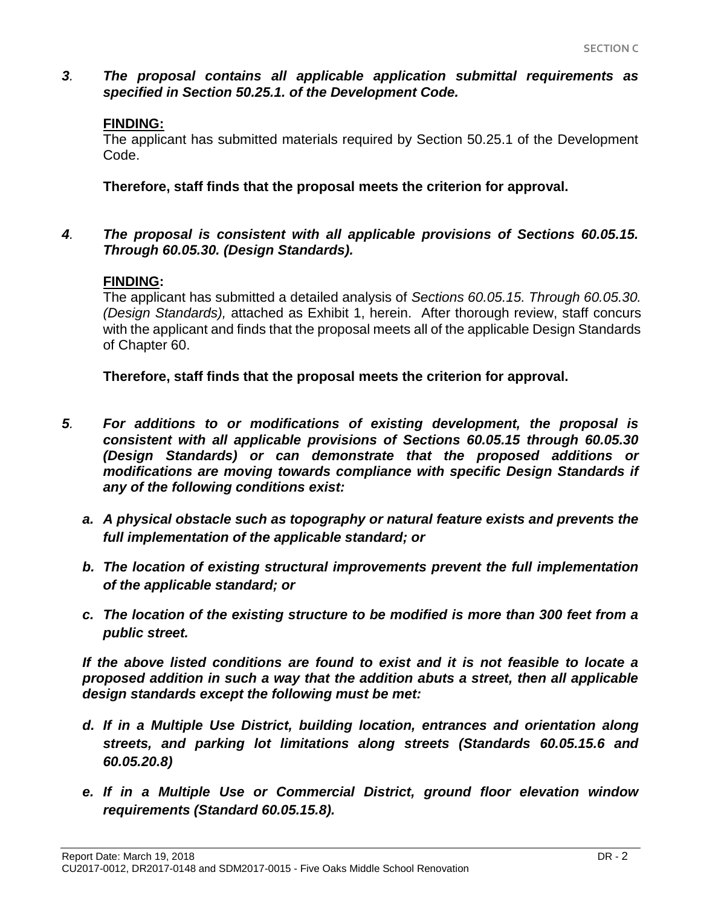*3. The proposal contains all applicable application submittal requirements as specified in Section 50.25.1. of the Development Code.*

**FINDING:**

The applicant has submitted materials required by Section 50.25.1 of the Development Code.

**Therefore, staff finds that the proposal meets the criterion for approval.**

*4. The proposal is consistent with all applicable provisions of Sections 60.05.15. Through 60.05.30. (Design Standards).*

**FINDING:**

The applicant has submitted a detailed analysis of *Sections 60.05.15. Through 60.05.30. (Design Standards),* attached as Exhibit 1, herein. After thorough review, staff concurs with the applicant and finds that the proposal meets all of the applicable Design Standards of Chapter 60.

**Therefore, staff finds that the proposal meets the criterion for approval.**

*5. For additions to or modifications of existing development, the proposal is consistent with all applicable provisions of Sections 60.05.15 through 60.05.30 (Design Standards) or can demonstrate that the proposed additions or modifications are moving towards compliance with specific Design Standards if any of the following conditions exist:*

*a. A physical obstacle such as topography or natural feature exists and prevents the full implementation of the applicable standard; or*

*b. The location of existing structural improvements prevent the full implementation of the applicable standard; or*

*c. The location of the existing structure to be modified is more than 300 feet from a public street.*

*If the above listed conditions are found to exist and it is not feasible to locate a proposed addition in such a way that the addition abuts a street, then all applicable design standards except the following must be met:*

*d. If in a Multiple Use District, building location, entrances and orientation along streets, and parking lot limitations along streets (Standards 60.05.15.6 and 60.05.20.8)*

*e. If in a Multiple Use or Commercial District, ground floor elevation window requirements (Standard 60.05.15.8).*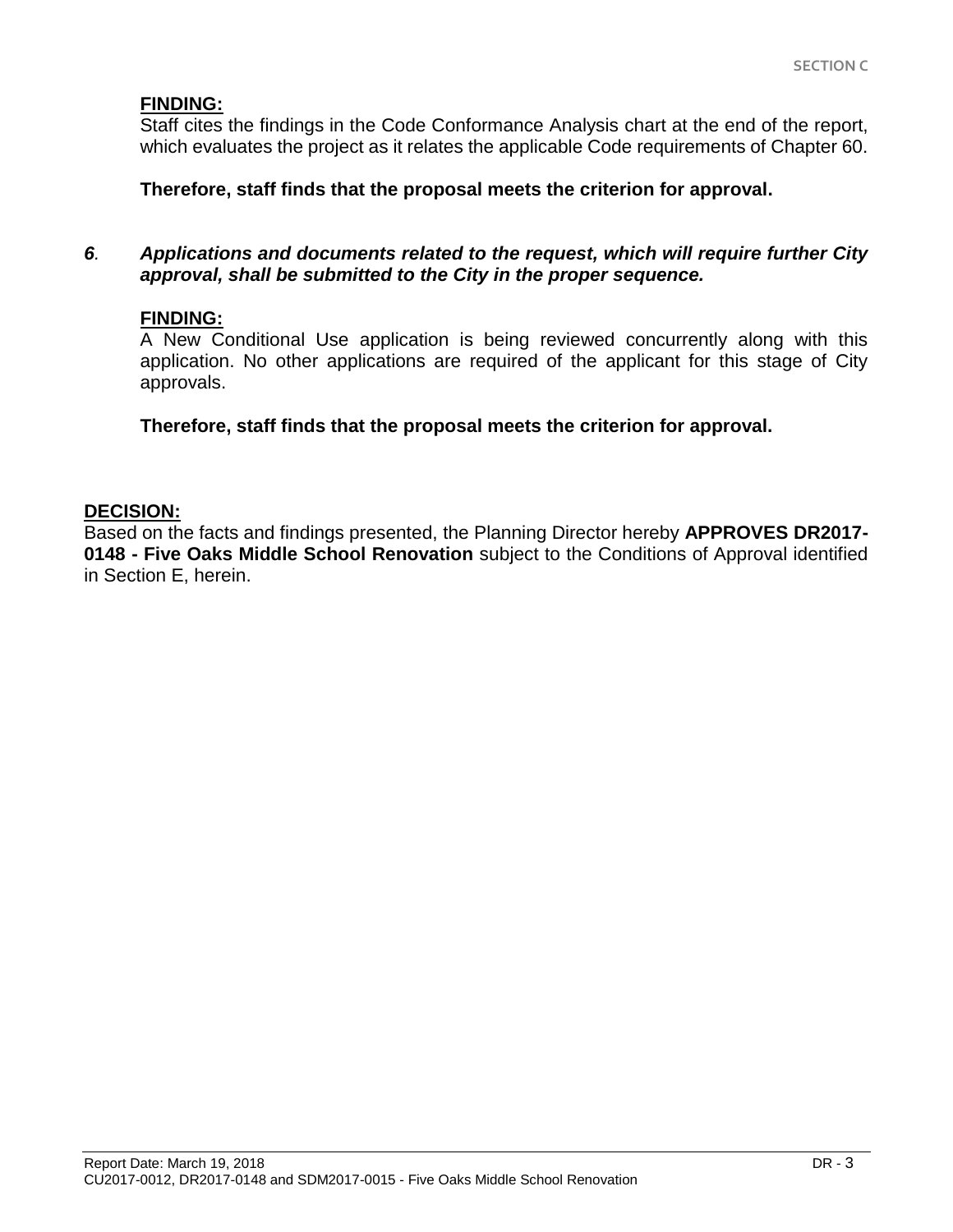**FINDING:**
Staff cites the findings in the Code Conformance Analysis chart at the end of the report, which evaluates the project as it relates the applicable Code requirements of Chapter 60.

**Therefore, staff finds that the proposal meets the criterion for approval.**

***6*. *Applications and documents related to the request, which will require further City approval, shall be submitted to the City in the proper sequence.***

**FINDING:**
A New Conditional Use application is being reviewed concurrently along with this application. No other applications are required of the applicant for this stage of City approvals.

**Therefore, staff finds that the proposal meets the criterion for approval.**

**DECISION:**
Based on the facts and findings presented, the Planning Director hereby **APPROVES DR2017-0148 - Five Oaks Middle School Renovation** subject to the Conditions of Approval identified in Section E, herein.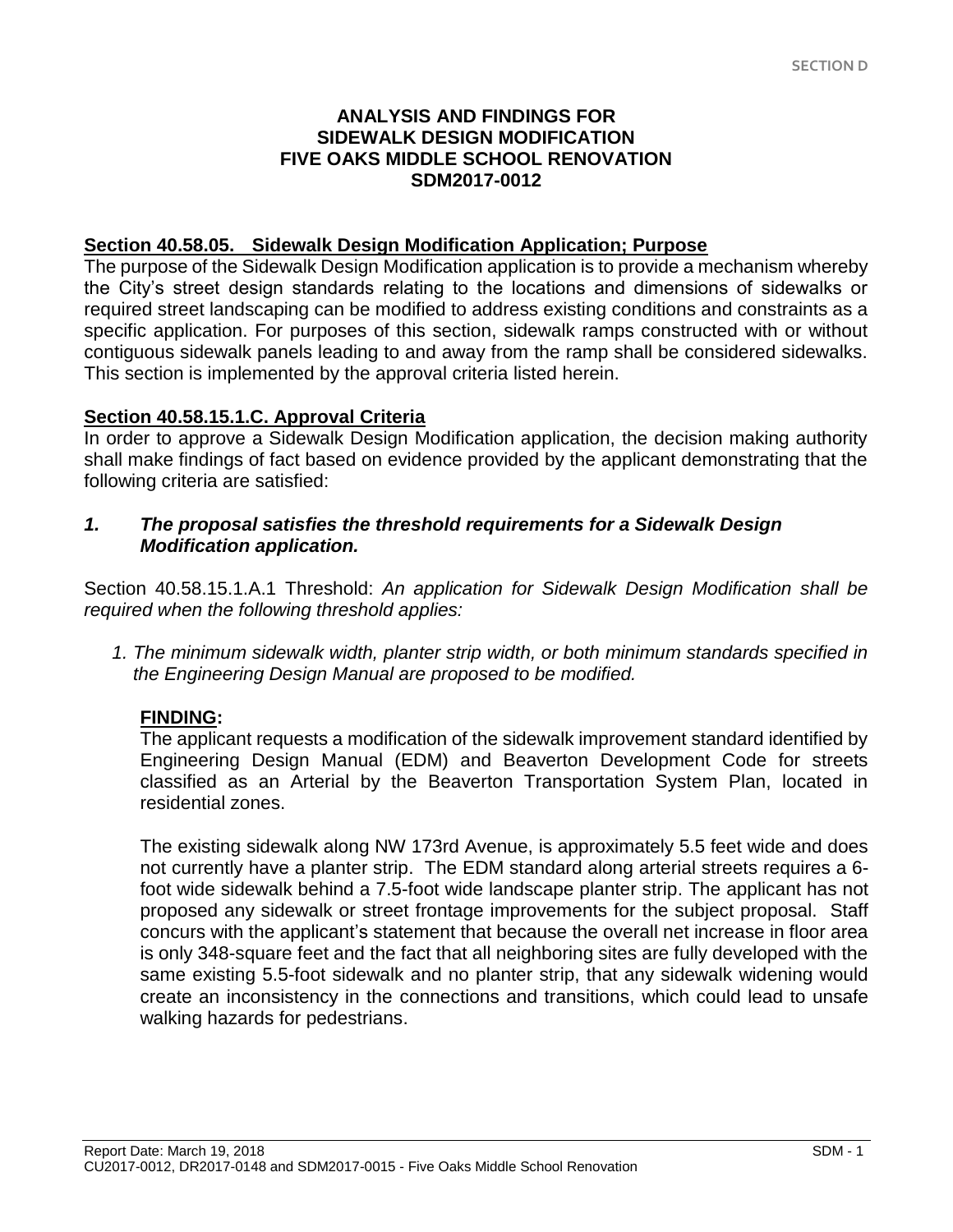# ANALYSIS AND FINDINGS FOR SIDEWALK DESIGN MODIFICATION FIVE OAKS MIDDLE SCHOOL RENOVATION SDM2017-0012

## Section 40.58.05. Sidewalk Design Modification Application; Purpose

The purpose of the Sidewalk Design Modification application is to provide a mechanism whereby the City's street design standards relating to the locations and dimensions of sidewalks or required street landscaping can be modified to address existing conditions and constraints as a specific application. For purposes of this section, sidewalk ramps constructed with or without contiguous sidewalk panels leading to and away from the ramp shall be considered sidewalks. This section is implemented by the approval criteria listed herein.

## Section 40.58.15.1.C. Approval Criteria

In order to approve a Sidewalk Design Modification application, the decision making authority shall make findings of fact based on evidence provided by the applicant demonstrating that the following criteria are satisfied:

### *1. The proposal satisfies the threshold requirements for a Sidewalk Design Modification application.*

Section 40.58.15.1.A.1 Threshold: *An application for Sidewalk Design Modification shall be required when the following threshold applies:*

*1. The minimum sidewalk width, planter strip width, or both minimum standards specified in the Engineering Design Manual are proposed to be modified.*

**FINDING:**

The applicant requests a modification of the sidewalk improvement standard identified by Engineering Design Manual (EDM) and Beaverton Development Code for streets classified as an Arterial by the Beaverton Transportation System Plan, located in residential zones.

The existing sidewalk along NW 173rd Avenue, is approximately 5.5 feet wide and does not currently have a planter strip. The EDM standard along arterial streets requires a 6-foot wide sidewalk behind a 7.5-foot wide landscape planter strip. The applicant has not proposed any sidewalk or street frontage improvements for the subject proposal. Staff concurs with the applicant's statement that because the overall net increase in floor area is only 348-square feet and the fact that all neighboring sites are fully developed with the same existing 5.5-foot sidewalk and no planter strip, that any sidewalk widening would create an inconsistency in the connections and transitions, which could lead to unsafe walking hazards for pedestrians.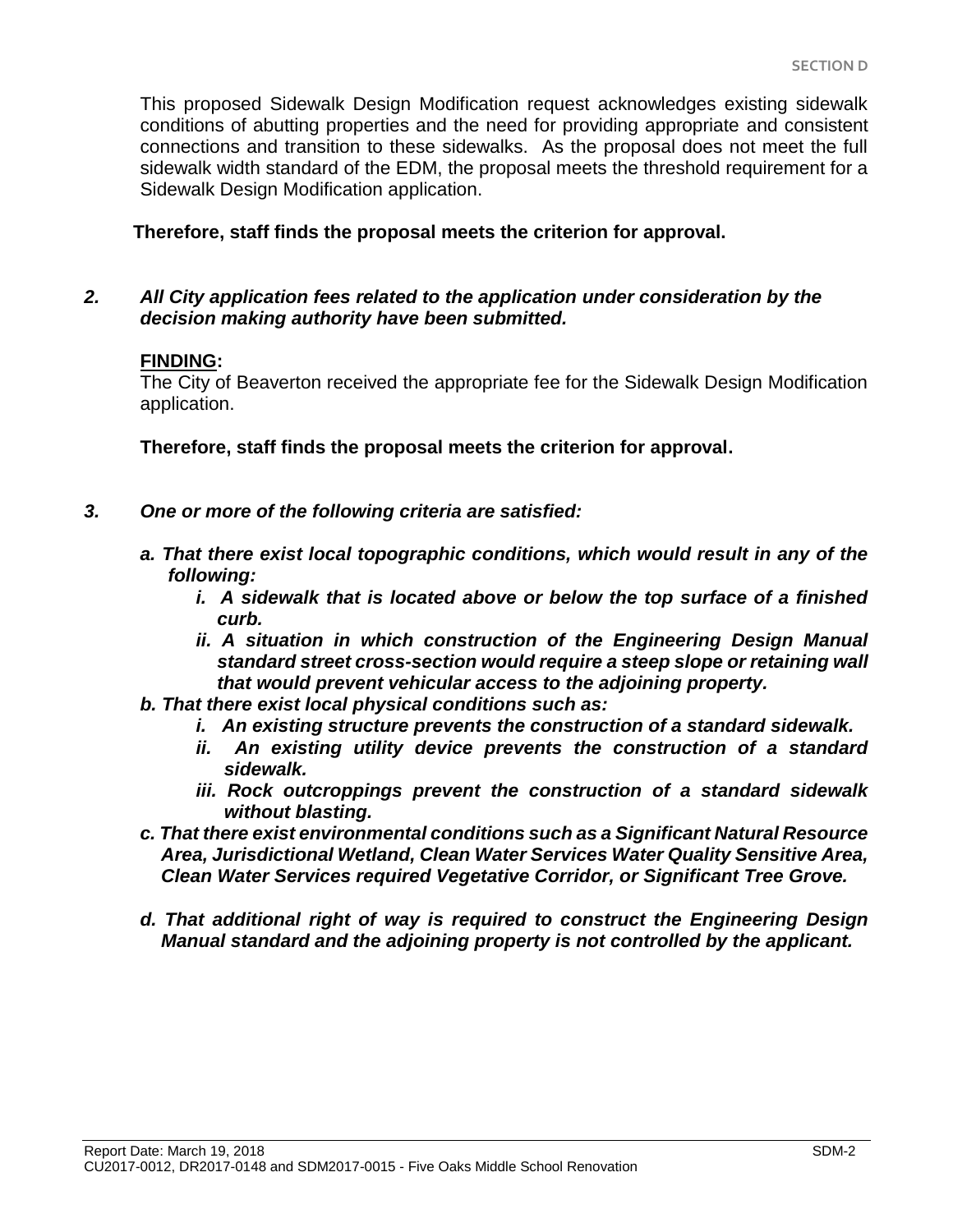This proposed Sidewalk Design Modification request acknowledges existing sidewalk conditions of abutting properties and the need for providing appropriate and consistent connections and transition to these sidewalks. As the proposal does not meet the full sidewalk width standard of the EDM, the proposal meets the threshold requirement for a Sidewalk Design Modification application.

**Therefore, staff finds the proposal meets the criterion for approval.**

***2. All City application fees related to the application under consideration by the decision making authority have been submitted.***

**FINDING:**

The City of Beaverton received the appropriate fee for the Sidewalk Design Modification application.

**Therefore, staff finds the proposal meets the criterion for approval.**

***3. One or more of the following criteria are satisfied:***

***a. That there exist local topographic conditions, which would result in any of the following:***

- ***i. A sidewalk that is located above or below the top surface of a finished curb.***
- ***ii. A situation in which construction of the Engineering Design Manual standard street cross-section would require a steep slope or retaining wall that would prevent vehicular access to the adjoining property.***

***b. That there exist local physical conditions such as:***

- ***i. An existing structure prevents the construction of a standard sidewalk.***
- ***ii. An existing utility device prevents the construction of a standard sidewalk.***
- ***iii. Rock outcroppings prevent the construction of a standard sidewalk without blasting.***

***c. That there exist environmental conditions such as a Significant Natural Resource Area, Jurisdictional Wetland, Clean Water Services Water Quality Sensitive Area, Clean Water Services required Vegetative Corridor, or Significant Tree Grove.***

***d. That additional right of way is required to construct the Engineering Design Manual standard and the adjoining property is not controlled by the applicant.***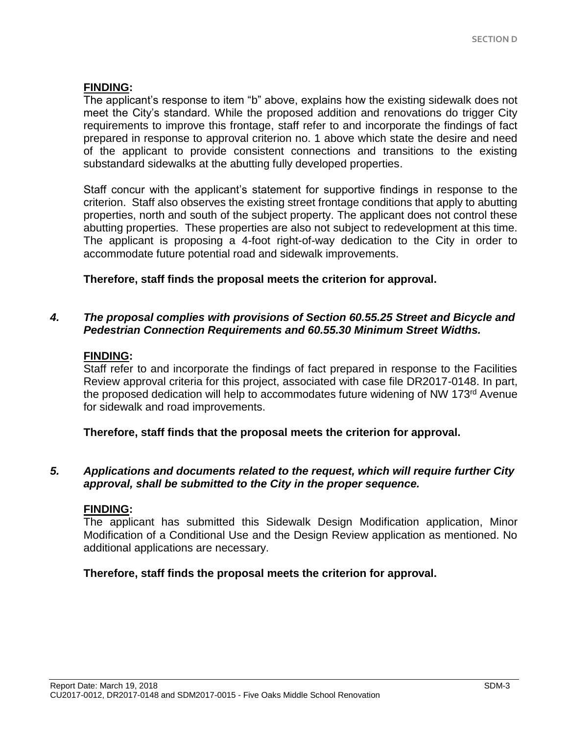**FINDING:**

The applicant's response to item "b" above, explains how the existing sidewalk does not meet the City's standard. While the proposed addition and renovations do trigger City requirements to improve this frontage, staff refer to and incorporate the findings of fact prepared in response to approval criterion no. 1 above which state the desire and need of the applicant to provide consistent connections and transitions to the existing substandard sidewalks at the abutting fully developed properties.

Staff concur with the applicant's statement for supportive findings in response to the criterion. Staff also observes the existing street frontage conditions that apply to abutting properties, north and south of the subject property. The applicant does not control these abutting properties. These properties are also not subject to redevelopment at this time. The applicant is proposing a 4-foot right-of-way dedication to the City in order to accommodate future potential road and sidewalk improvements.

**Therefore, staff finds the proposal meets the criterion for approval.**

***4. The proposal complies with provisions of Section 60.55.25 Street and Bicycle and Pedestrian Connection Requirements and 60.55.30 Minimum Street Widths.***

**FINDING:**

Staff refer to and incorporate the findings of fact prepared in response to the Facilities Review approval criteria for this project, associated with case file DR2017-0148. In part, the proposed dedication will help to accommodates future widening of NW 173rd Avenue for sidewalk and road improvements.

**Therefore, staff finds that the proposal meets the criterion for approval.**

***5. Applications and documents related to the request, which will require further City approval, shall be submitted to the City in the proper sequence.***

**FINDING:**

The applicant has submitted this Sidewalk Design Modification application, Minor Modification of a Conditional Use and the Design Review application as mentioned. No additional applications are necessary.

**Therefore, staff finds the proposal meets the criterion for approval.**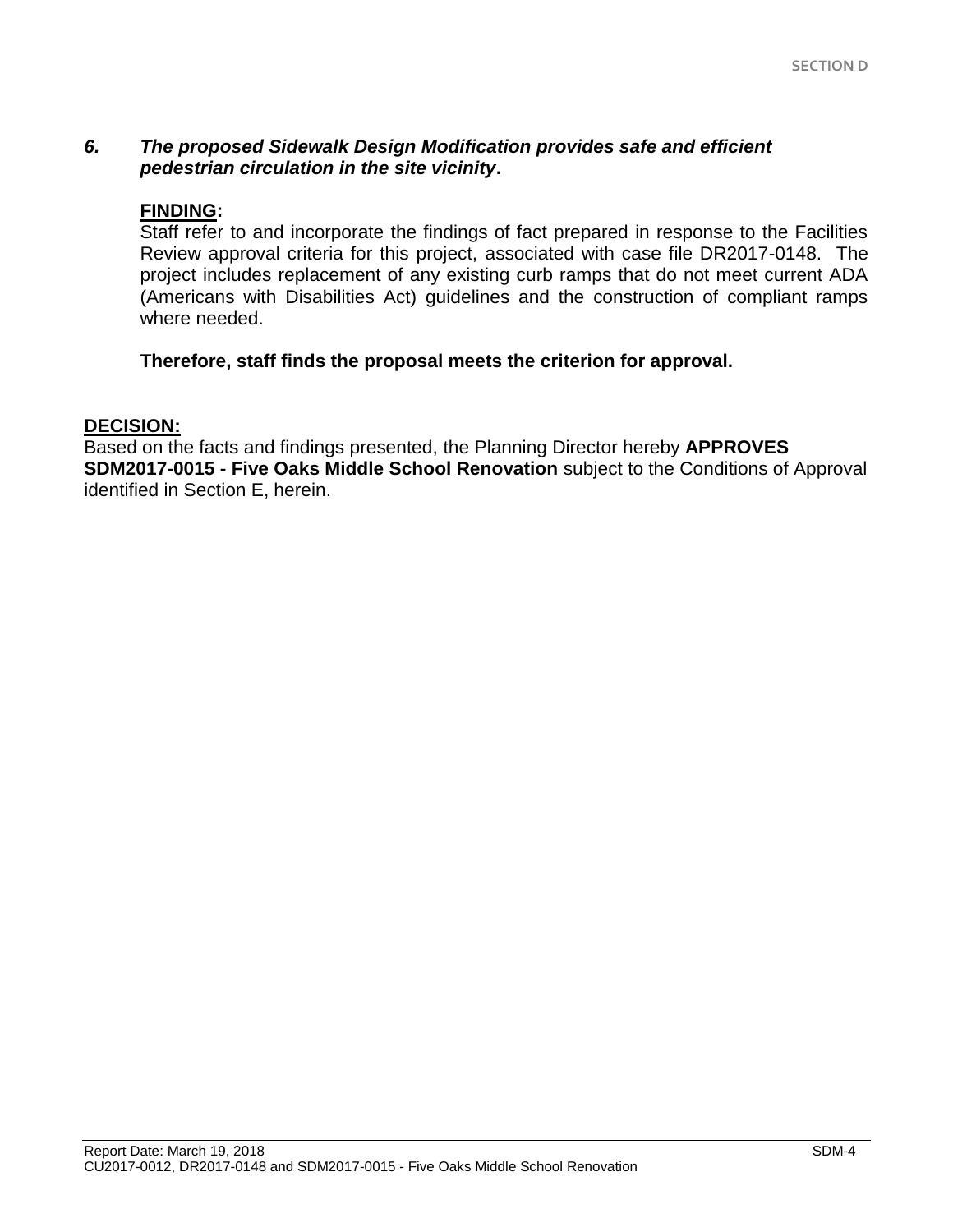***6. The proposed Sidewalk Design Modification provides safe and efficient pedestrian circulation in the site vicinity*.**

**FINDING:**
Staff refer to and incorporate the findings of fact prepared in response to the Facilities Review approval criteria for this project, associated with case file DR2017-0148. The project includes replacement of any existing curb ramps that do not meet current ADA (Americans with Disabilities Act) guidelines and the construction of compliant ramps where needed.

**Therefore, staff finds the proposal meets the criterion for approval.**

**DECISION:**
Based on the facts and findings presented, the Planning Director hereby **APPROVES SDM2017-0015 - Five Oaks Middle School Renovation** subject to the Conditions of Approval identified in Section E, herein.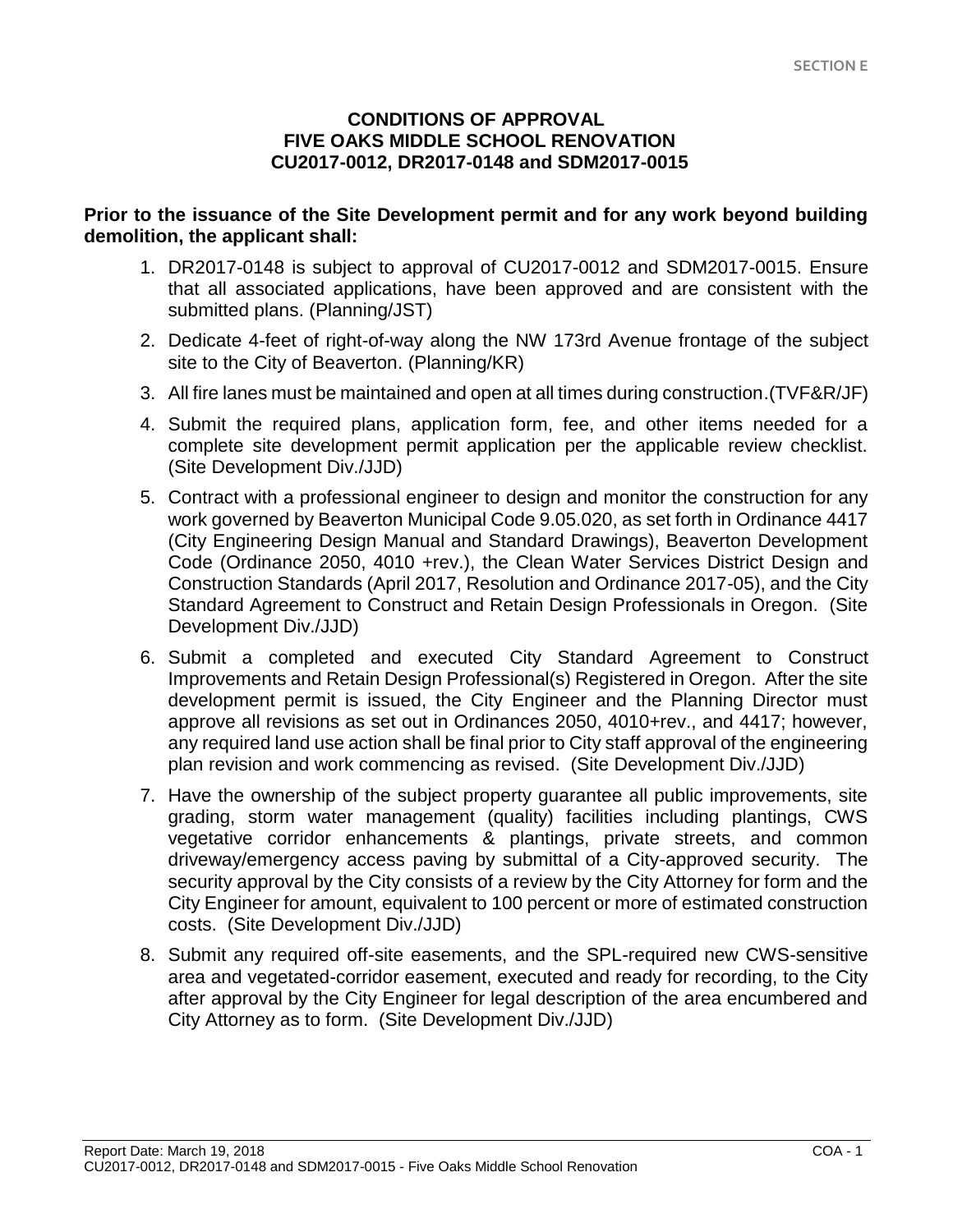SECTION E

# CONDITIONS OF APPROVAL
# FIVE OAKS MIDDLE SCHOOL RENOVATION
# CU2017-0012, DR2017-0148 and SDM2017-0015

**Prior to the issuance of the Site Development permit and for any work beyond building demolition, the applicant shall:**

1. DR2017-0148 is subject to approval of CU2017-0012 and SDM2017-0015. Ensure that all associated applications, have been approved and are consistent with the submitted plans. (Planning/JST)
2. Dedicate 4-feet of right-of-way along the NW 173rd Avenue frontage of the subject site to the City of Beaverton. (Planning/KR)
3. All fire lanes must be maintained and open at all times during construction.(TVF&R/JF)
4. Submit the required plans, application form, fee, and other items needed for a complete site development permit application per the applicable review checklist. (Site Development Div./JJD)
5. Contract with a professional engineer to design and monitor the construction for any work governed by Beaverton Municipal Code 9.05.020, as set forth in Ordinance 4417 (City Engineering Design Manual and Standard Drawings), Beaverton Development Code (Ordinance 2050, 4010 +rev.), the Clean Water Services District Design and Construction Standards (April 2017, Resolution and Ordinance 2017-05), and the City Standard Agreement to Construct and Retain Design Professionals in Oregon. (Site Development Div./JJD)
6. Submit a completed and executed City Standard Agreement to Construct Improvements and Retain Design Professional(s) Registered in Oregon. After the site development permit is issued, the City Engineer and the Planning Director must approve all revisions as set out in Ordinances 2050, 4010+rev., and 4417; however, any required land use action shall be final prior to City staff approval of the engineering plan revision and work commencing as revised. (Site Development Div./JJD)
7. Have the ownership of the subject property guarantee all public improvements, site grading, storm water management (quality) facilities including plantings, CWS vegetative corridor enhancements & plantings, private streets, and common driveway/emergency access paving by submittal of a City-approved security. The security approval by the City consists of a review by the City Attorney for form and the City Engineer for amount, equivalent to 100 percent or more of estimated construction costs. (Site Development Div./JJD)
8. Submit any required off-site easements, and the SPL-required new CWS-sensitive area and vegetated-corridor easement, executed and ready for recording, to the City after approval by the City Engineer for legal description of the area encumbered and City Attorney as to form. (Site Development Div./JJD)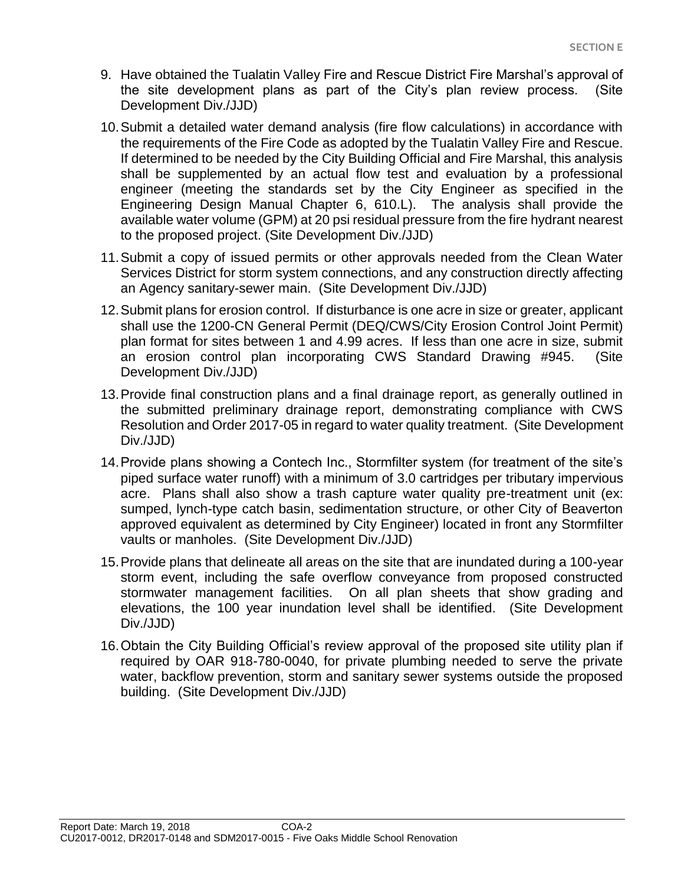9. Have obtained the Tualatin Valley Fire and Rescue District Fire Marshal's approval of the site development plans as part of the City's plan review process. (Site Development Div./JJD)

10. Submit a detailed water demand analysis (fire flow calculations) in accordance with the requirements of the Fire Code as adopted by the Tualatin Valley Fire and Rescue. If determined to be needed by the City Building Official and Fire Marshal, this analysis shall be supplemented by an actual flow test and evaluation by a professional engineer (meeting the standards set by the City Engineer as specified in the Engineering Design Manual Chapter 6, 610.L). The analysis shall provide the available water volume (GPM) at 20 psi residual pressure from the fire hydrant nearest to the proposed project. (Site Development Div./JJD)

11. Submit a copy of issued permits or other approvals needed from the Clean Water Services District for storm system connections, and any construction directly affecting an Agency sanitary-sewer main. (Site Development Div./JJD)

12. Submit plans for erosion control. If disturbance is one acre in size or greater, applicant shall use the 1200-CN General Permit (DEQ/CWS/City Erosion Control Joint Permit) plan format for sites between 1 and 4.99 acres. If less than one acre in size, submit an erosion control plan incorporating CWS Standard Drawing #945. (Site Development Div./JJD)

13. Provide final construction plans and a final drainage report, as generally outlined in the submitted preliminary drainage report, demonstrating compliance with CWS Resolution and Order 2017-05 in regard to water quality treatment. (Site Development Div./JJD)

14. Provide plans showing a Contech Inc., Stormfilter system (for treatment of the site's piped surface water runoff) with a minimum of 3.0 cartridges per tributary impervious acre. Plans shall also show a trash capture water quality pre-treatment unit (ex: sumped, lynch-type catch basin, sedimentation structure, or other City of Beaverton approved equivalent as determined by City Engineer) located in front any Stormfilter vaults or manholes. (Site Development Div./JJD)

15. Provide plans that delineate all areas on the site that are inundated during a 100-year storm event, including the safe overflow conveyance from proposed constructed stormwater management facilities. On all plan sheets that show grading and elevations, the 100 year inundation level shall be identified. (Site Development Div./JJD)

16. Obtain the City Building Official's review approval of the proposed site utility plan if required by OAR 918-780-0040, for private plumbing needed to serve the private water, backflow prevention, storm and sanitary sewer systems outside the proposed building. (Site Development Div./JJD)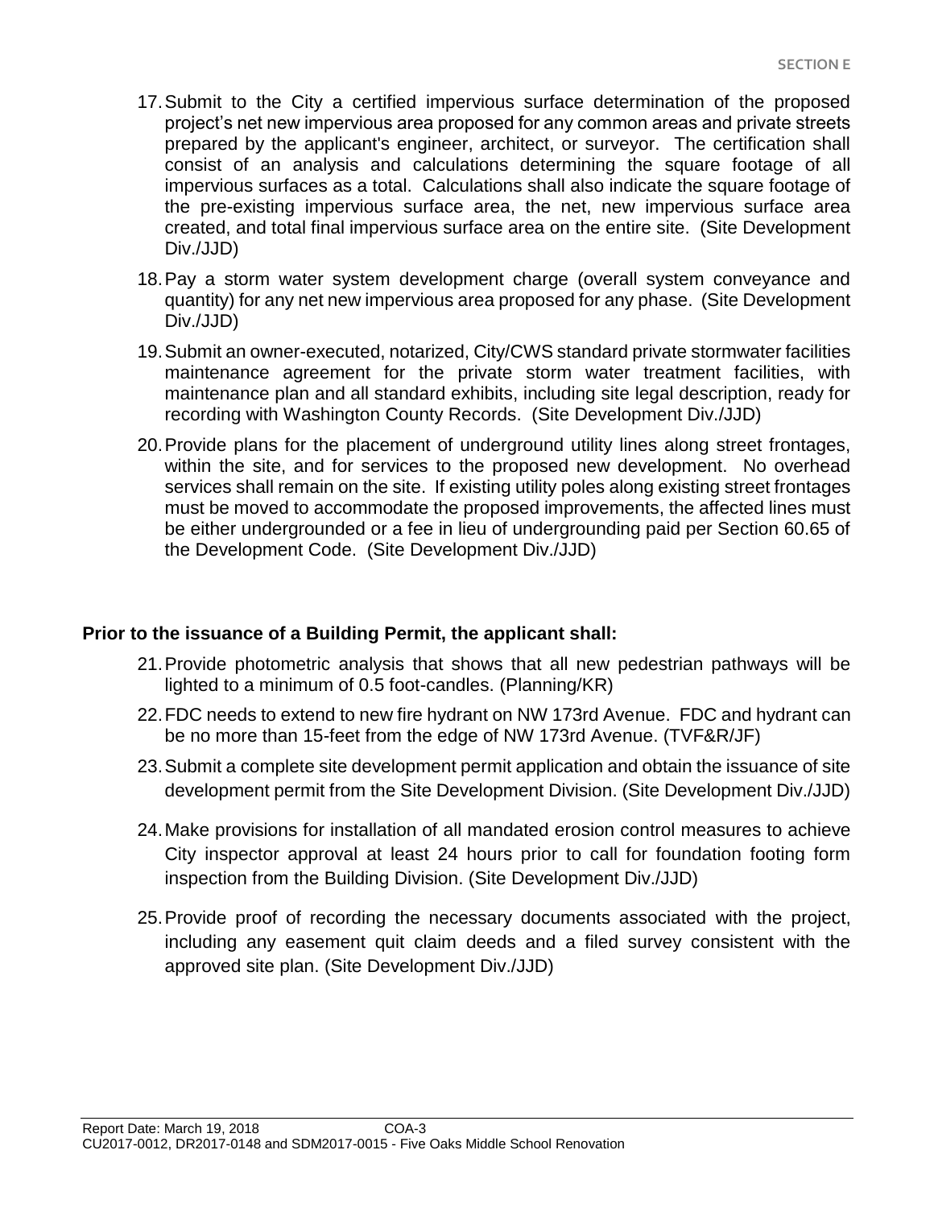17. Submit to the City a certified impervious surface determination of the proposed project's net new impervious area proposed for any common areas and private streets prepared by the applicant's engineer, architect, or surveyor. The certification shall consist of an analysis and calculations determining the square footage of all impervious surfaces as a total. Calculations shall also indicate the square footage of the pre-existing impervious surface area, the net, new impervious surface area created, and total final impervious surface area on the entire site. (Site Development Div./JJD)

18. Pay a storm water system development charge (overall system conveyance and quantity) for any net new impervious area proposed for any phase. (Site Development Div./JJD)

19. Submit an owner-executed, notarized, City/CWS standard private stormwater facilities maintenance agreement for the private storm water treatment facilities, with maintenance plan and all standard exhibits, including site legal description, ready for recording with Washington County Records. (Site Development Div./JJD)

20. Provide plans for the placement of underground utility lines along street frontages, within the site, and for services to the proposed new development. No overhead services shall remain on the site. If existing utility poles along existing street frontages must be moved to accommodate the proposed improvements, the affected lines must be either undergrounded or a fee in lieu of undergrounding paid per Section 60.65 of the Development Code. (Site Development Div./JJD)

**Prior to the issuance of a Building Permit, the applicant shall:**

21. Provide photometric analysis that shows that all new pedestrian pathways will be lighted to a minimum of 0.5 foot-candles. (Planning/KR)

22. FDC needs to extend to new fire hydrant on NW 173rd Avenue. FDC and hydrant can be no more than 15-feet from the edge of NW 173rd Avenue. (TVF&R/JF)

23. Submit a complete site development permit application and obtain the issuance of site development permit from the Site Development Division. (Site Development Div./JJD)

24. Make provisions for installation of all mandated erosion control measures to achieve City inspector approval at least 24 hours prior to call for foundation footing form inspection from the Building Division. (Site Development Div./JJD)

25. Provide proof of recording the necessary documents associated with the project, including any easement quit claim deeds and a filed survey consistent with the approved site plan. (Site Development Div./JJD)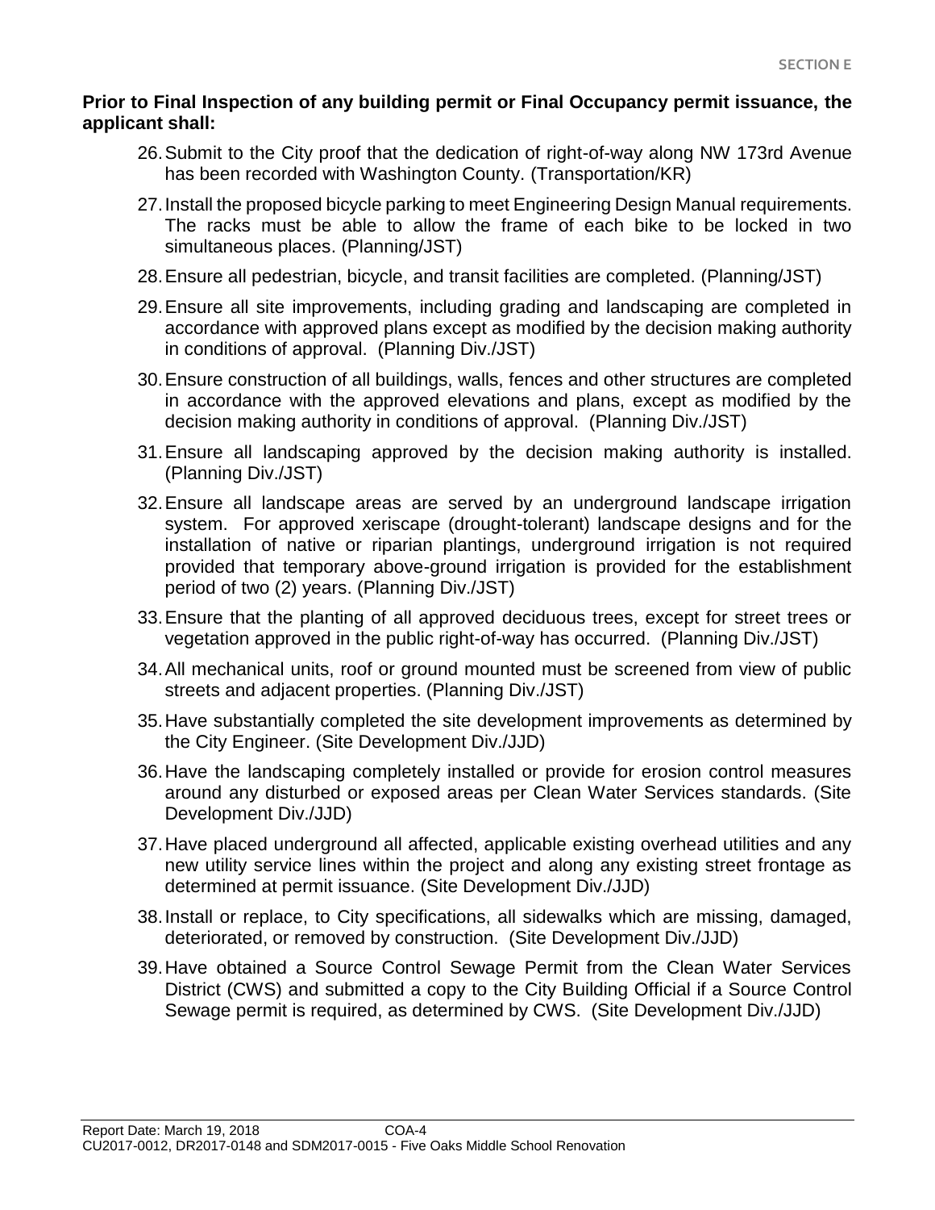**Prior to Final Inspection of any building permit or Final Occupancy permit issuance, the applicant shall:**

26. Submit to the City proof that the dedication of right-of-way along NW 173rd Avenue has been recorded with Washington County. (Transportation/KR)

27. Install the proposed bicycle parking to meet Engineering Design Manual requirements. The racks must be able to allow the frame of each bike to be locked in two simultaneous places. (Planning/JST)

28. Ensure all pedestrian, bicycle, and transit facilities are completed. (Planning/JST)

29. Ensure all site improvements, including grading and landscaping are completed in accordance with approved plans except as modified by the decision making authority in conditions of approval. (Planning Div./JST)

30. Ensure construction of all buildings, walls, fences and other structures are completed in accordance with the approved elevations and plans, except as modified by the decision making authority in conditions of approval. (Planning Div./JST)

31. Ensure all landscaping approved by the decision making authority is installed. (Planning Div./JST)

32. Ensure all landscape areas are served by an underground landscape irrigation system. For approved xeriscape (drought-tolerant) landscape designs and for the installation of native or riparian plantings, underground irrigation is not required provided that temporary above-ground irrigation is provided for the establishment period of two (2) years. (Planning Div./JST)

33. Ensure that the planting of all approved deciduous trees, except for street trees or vegetation approved in the public right-of-way has occurred. (Planning Div./JST)

34. All mechanical units, roof or ground mounted must be screened from view of public streets and adjacent properties. (Planning Div./JST)

35. Have substantially completed the site development improvements as determined by the City Engineer. (Site Development Div./JJD)

36. Have the landscaping completely installed or provide for erosion control measures around any disturbed or exposed areas per Clean Water Services standards. (Site Development Div./JJD)

37. Have placed underground all affected, applicable existing overhead utilities and any new utility service lines within the project and along any existing street frontage as determined at permit issuance. (Site Development Div./JJD)

38. Install or replace, to City specifications, all sidewalks which are missing, damaged, deteriorated, or removed by construction. (Site Development Div./JJD)

39. Have obtained a Source Control Sewage Permit from the Clean Water Services District (CWS) and submitted a copy to the City Building Official if a Source Control Sewage permit is required, as determined by CWS. (Site Development Div./JJD)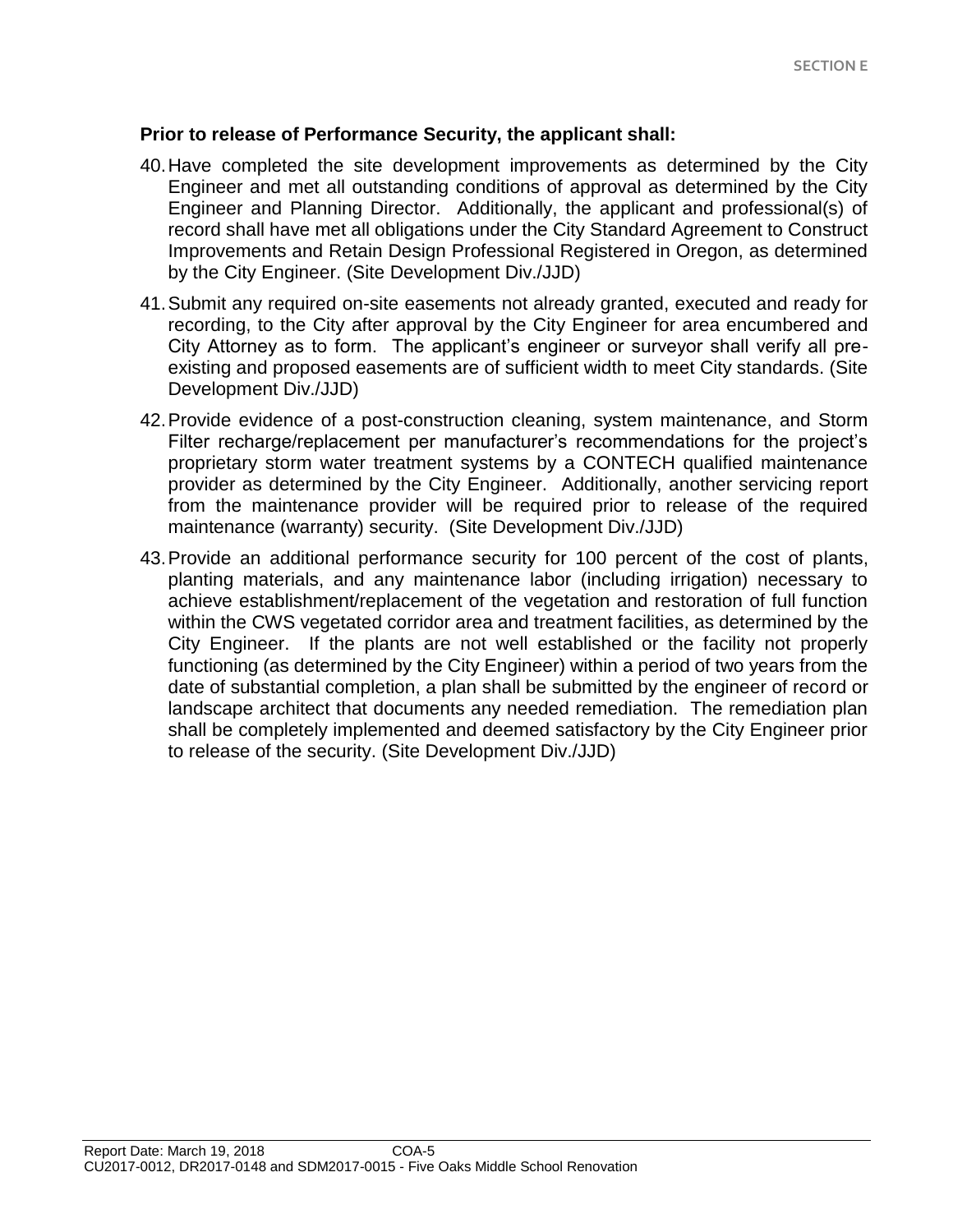**Prior to release of Performance Security, the applicant shall:**

40. Have completed the site development improvements as determined by the City Engineer and met all outstanding conditions of approval as determined by the City Engineer and Planning Director. Additionally, the applicant and professional(s) of record shall have met all obligations under the City Standard Agreement to Construct Improvements and Retain Design Professional Registered in Oregon, as determined by the City Engineer. (Site Development Div./JJD)

41. Submit any required on-site easements not already granted, executed and ready for recording, to the City after approval by the City Engineer for area encumbered and City Attorney as to form. The applicant's engineer or surveyor shall verify all pre-existing and proposed easements are of sufficient width to meet City standards. (Site Development Div./JJD)

42. Provide evidence of a post-construction cleaning, system maintenance, and Storm Filter recharge/replacement per manufacturer's recommendations for the project's proprietary storm water treatment systems by a CONTECH qualified maintenance provider as determined by the City Engineer. Additionally, another servicing report from the maintenance provider will be required prior to release of the required maintenance (warranty) security. (Site Development Div./JJD)

43. Provide an additional performance security for 100 percent of the cost of plants, planting materials, and any maintenance labor (including irrigation) necessary to achieve establishment/replacement of the vegetation and restoration of full function within the CWS vegetated corridor area and treatment facilities, as determined by the City Engineer. If the plants are not well established or the facility not properly functioning (as determined by the City Engineer) within a period of two years from the date of substantial completion, a plan shall be submitted by the engineer of record or landscape architect that documents any needed remediation. The remediation plan shall be completely implemented and deemed satisfactory by the City Engineer prior to release of the security. (Site Development Div./JJD)